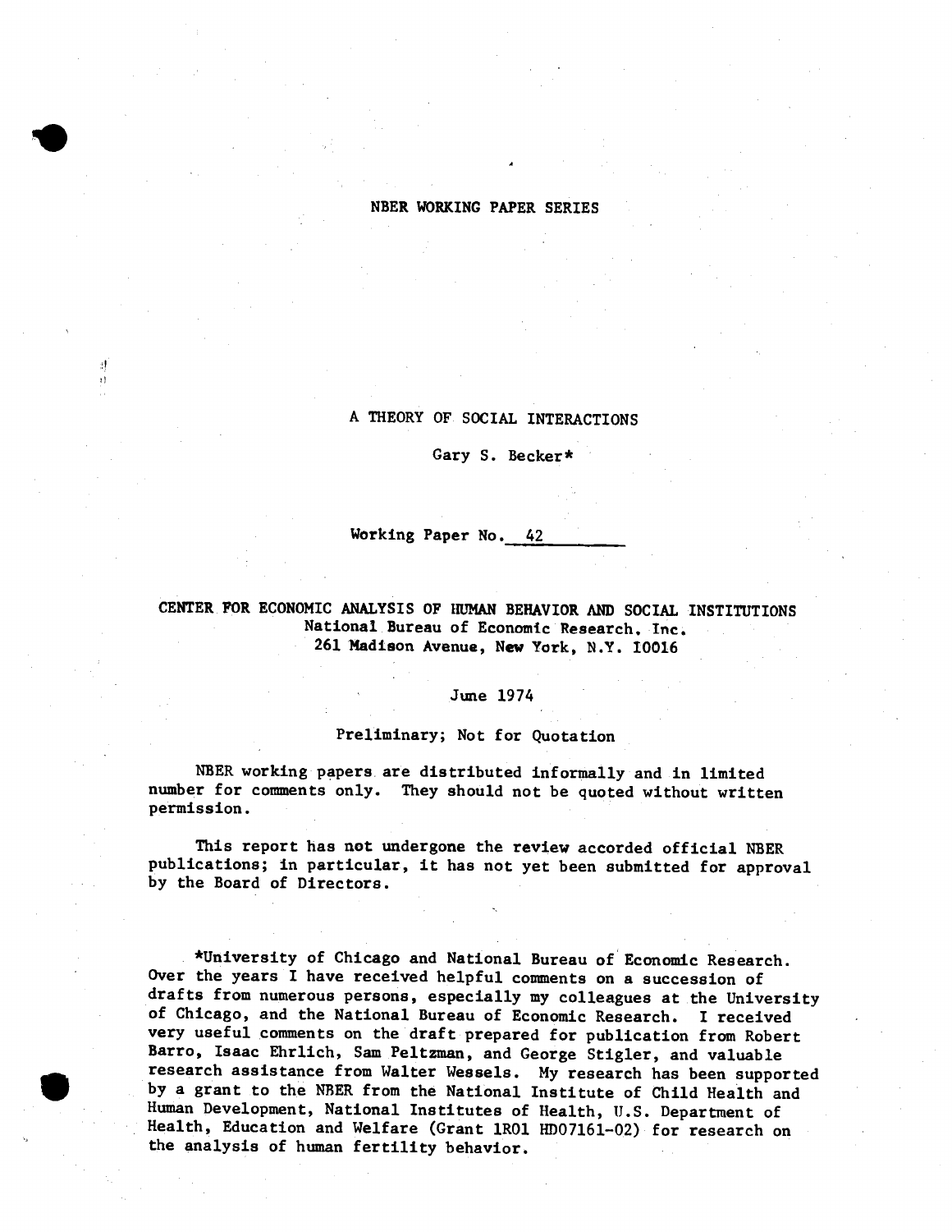NBER WORKING PAPER SERIES

# A THEORY OF SOCIAL INTERACTIONS

Gary S. Becker*

Working Paper No. 42

CENTER FOR ECONOMIC ANALYSIS OF HUMAN BEHAVIOR AND SOCIAL INSTITUTIONS
National Bureau of Economic Research, Inc.
261 Madison Avenue, New York, N.Y. 10016

June 1974

Preliminary; Not for Quotation

NBER working papers are distributed informally and in limited number for comments only. They should not be quoted without written permission.

This report has not undergone the review accorded official NBER publications; in particular, it has not yet been submitted for approval by the Board of Directors.

*University of Chicago and National Bureau of Economic Research. Over the years I have received helpful comments on a succession of drafts from numerous persons, especially my colleagues at the University of Chicago, and the National Bureau of Economic Research. I received very useful comments on the draft prepared for publication from Robert Barro, Isaac Ehrlich, Sam Peltzman, and George Stigler, and valuable research assistance from Walter Wessels. My research has been supported by a grant to the NBER from the National Institute of Child Health and Human Development, National Institutes of Health, U.S. Department of Health, Education and Welfare (Grant 1R01 HD07161-02) for research on the analysis of human fertility behavior.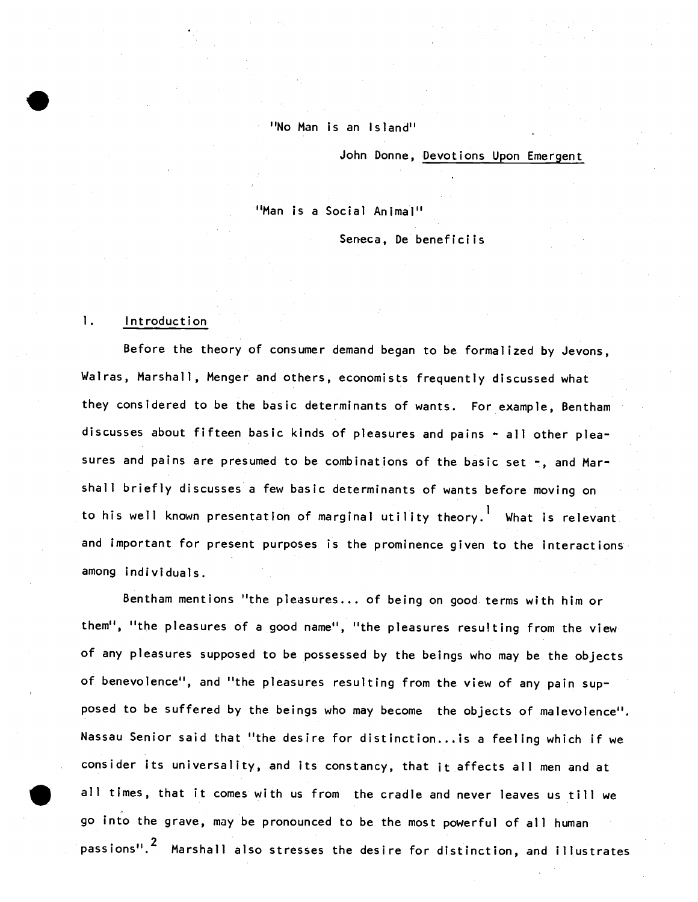"No Man is an Island"

John Donne, Devotions Upon Emergent

"Man is a Social Animal"

Seneca, De beneficiis

## 1. Introduction

Before the theory of consumer demand began to be formalized by Jevons, Walras, Marshall, Menger and others, economists frequently discussed what they considered to be the basic determinants of wants. For example, Bentham discusses about fifteen basic kinds of pleasures and pains - all other pleasures and pains are presumed to be combinations of the basic set -, and Marshall briefly discusses a few basic determinants of wants before moving on to his well known presentation of marginal utility theory.[1] What is relevant and important for present purposes is the prominence given to the interactions among individuals.

Bentham mentions "the pleasures... of being on good terms with him or them", "the pleasures of a good name", "the pleasures resulting from the view of any pleasures supposed to be possessed by the beings who may be the objects of benevolence", and "the pleasures resulting from the view of any pain supposed to be suffered by the beings who may become the objects of malevolence". Nassau Senior said that "the desire for distinction...is a feeling which if we consider its universality, and its constancy, that it affects all men and at all times, that it comes with us from the cradle and never leaves us till we go into the grave, may be pronounced to be the most powerful of all human passions".[2] Marshall also stresses the desire for distinction, and illustrates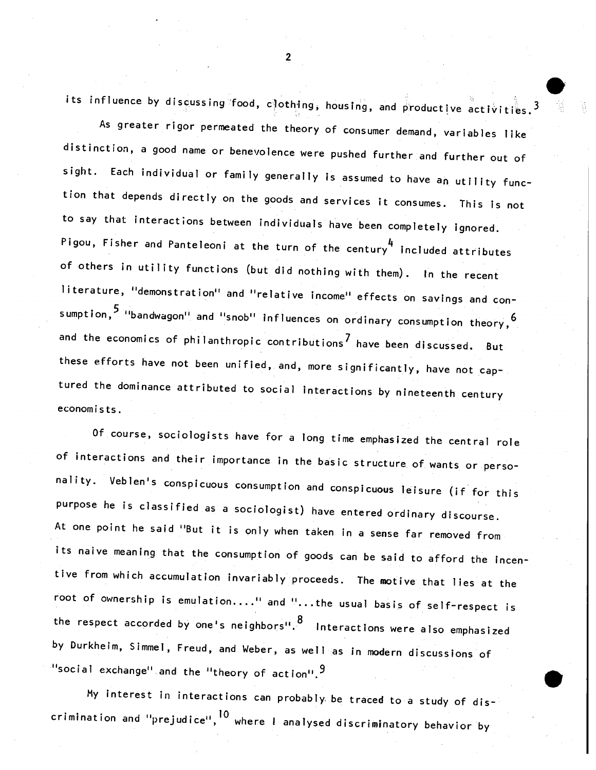its influence by discussing food, clothing, housing, and productive activities.[3]

As greater rigor permeated the theory of consumer demand, variables like distinction, a good name or benevolence were pushed further and further out of sight. Each individual or family generally is assumed to have an utility function that depends directly on the goods and services it consumes. This is not to say that interactions between individuals have been completely ignored. Pigou, Fisher and Panteleoni at the turn of the century[4] included attributes of others in utility functions (but did nothing with them). In the recent literature, "demonstration" and "relative income" effects on savings and consumption,[5] "bandwagon" and "snob" influences on ordinary consumption theory,[6] and the economics of philanthropic contributions[7] have been discussed. But these efforts have not been unified, and, more significantly, have not captured the dominance attributed to social interactions by nineteenth century economists.

Of course, sociologists have for a long time emphasized the central role of interactions and their importance in the basic structure of wants or personality. Veblen's conspicuous consumption and conspicuous leisure (if for this purpose he is classified as a sociologist) have entered ordinary discourse. At one point he said "But it is only when taken in a sense far removed from its naive meaning that the consumption of goods can be said to afford the incentive from which accumulation invariably proceeds. The motive that lies at the root of ownership is emulation...." and "...the usual basis of self-respect is the respect accorded by one's neighbors".[8] Interactions were also emphasized by Durkheim, Simmel, Freud, and Weber, as well as in modern discussions of "social exchange" and the "theory of action".[9]

My interest in interactions can probably be traced to a study of discrimination and "prejudice",[10] where I analysed discriminatory behavior by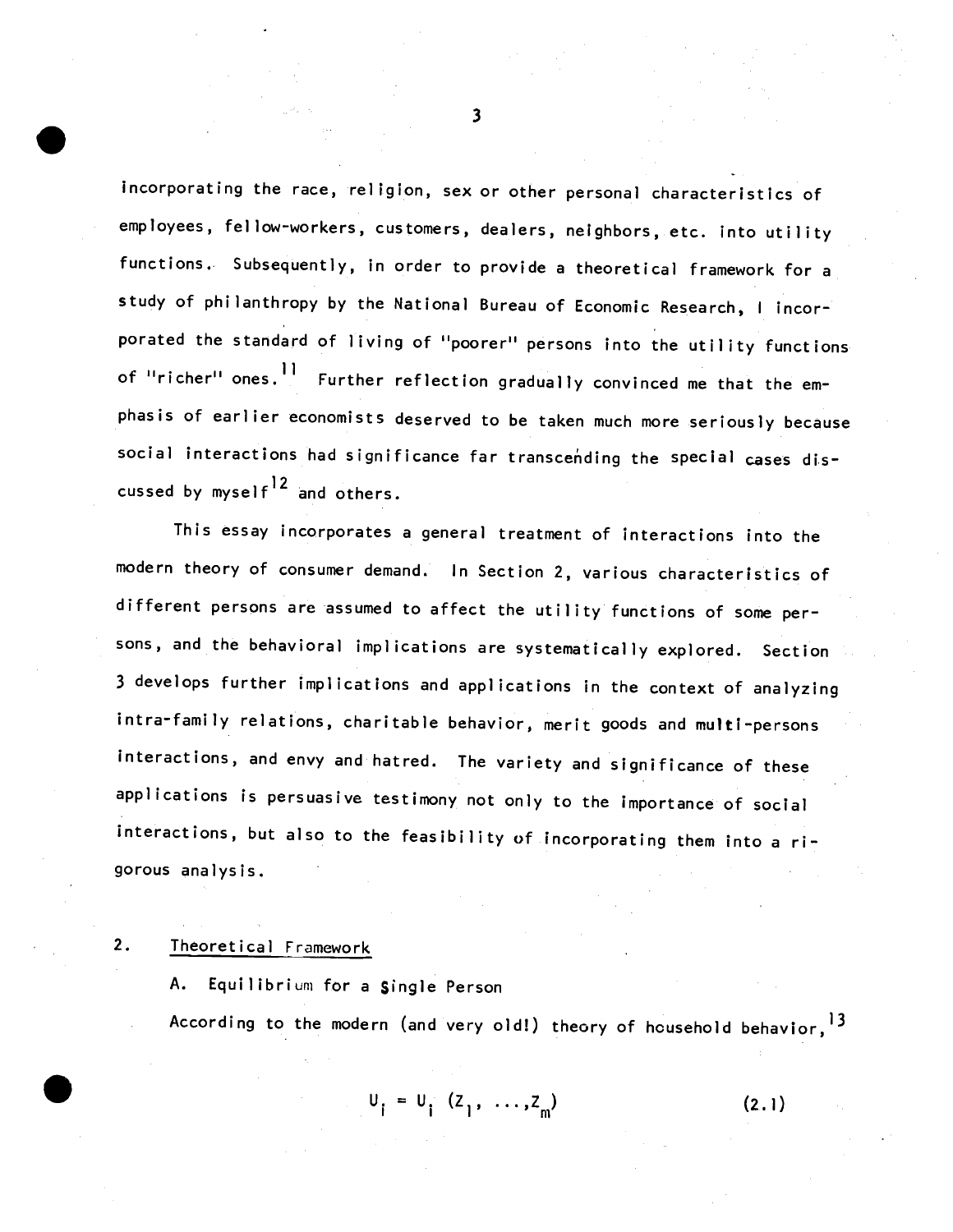incorporating the race, religion, sex or other personal characteristics of employees, fellow-workers, customers, dealers, neighbors, etc. into utility functions. Subsequently, in order to provide a theoretical framework for a study of philanthropy by the National Bureau of Economic Research, I incorporated the standard of living of "poorer" persons into the utility functions of "richer" ones.[11] Further reflection gradually convinced me that the emphasis of earlier economists deserved to be taken much more seriously because social interactions had significance far transcending the special cases discussed by myself[12] and others.

This essay incorporates a general treatment of interactions into the modern theory of consumer demand. In Section 2, various characteristics of different persons are assumed to affect the utility functions of some persons, and the behavioral implications are systematically explored. Section 3 develops further implications and applications in the context of analyzing intra-family relations, charitable behavior, merit goods and multi-persons interactions, and envy and hatred. The variety and significance of these applications is persuasive testimony not only to the importance of social interactions, but also to the feasibility of incorporating them into a rigorous analysis.

## 2. Theoretical Framework

### A. Equilibrium for a Single Person

According to the modern (and very old!) theory of household behavior,[13]

$$U_i = U_i\ (Z_1, \ldots, Z_m) \qquad (2.1)$$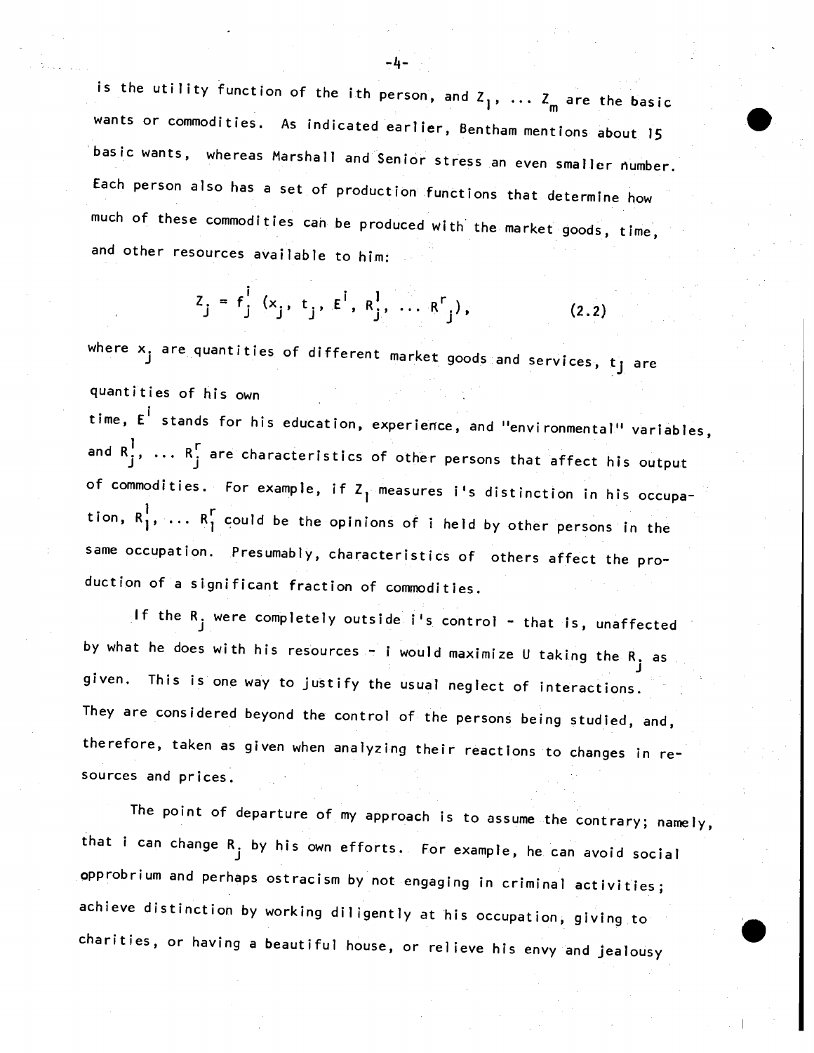is the utility function of the ith person, and $Z_1, \ldots Z_m$ are the basic wants or commodities. As indicated earlier, Bentham mentions about 15 basic wants, whereas Marshall and Senior stress an even smaller number. Each person also has a set of production functions that determine how much of these commodities can be produced with the market goods, time, and other resources available to him:

$$Z_j = f_j^i \, (x_j, t_j, E^i, R_j^1, \ldots R^r_j), \qquad (2.2)$$

where $x_j$ are quantities of different market goods and services, $t_j$ are quantities of his own time, $E^i$ stands for his education, experience, and "environmental" variables, and $R_j^1, \ldots R_j^r$ are characteristics of other persons that affect his output of commodities. For example, if $Z_1$ measures i's distinction in his occupation, $R_1^1, \ldots R_1^r$ could be the opinions of i held by other persons in the same occupation. Presumably, characteristics of others affect the production of a significant fraction of commodities.

If the $R_j$ were completely outside i's control - that is, unaffected by what he does with his resources - i would maximize U taking the $R_j$ as given. This is one way to justify the usual neglect of interactions. They are considered beyond the control of the persons being studied, and, therefore, taken as given when analyzing their reactions to changes in resources and prices.

The point of departure of my approach is to assume the contrary; namely, that i can change $R_j$ by his own efforts. For example, he can avoid social opprobrium and perhaps ostracism by not engaging in criminal activities; achieve distinction by working diligently at his occupation, giving to charities, or having a beautiful house, or relieve his envy and jealousy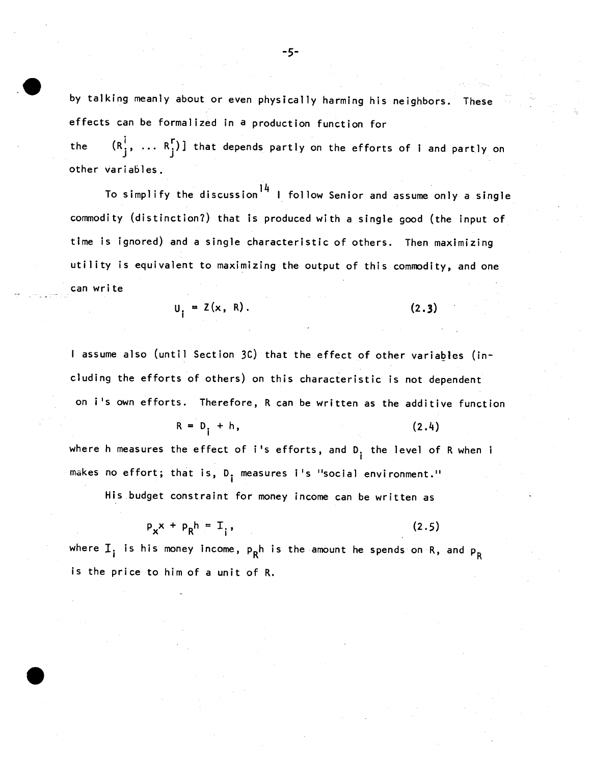by talking meanly about or even physically harming his neighbors. These effects can be formalized in a production function for the $(R_j^i, \ldots R_j^r)]$ that depends partly on the efforts of i and partly on other variables.

To simplify the discussion[14] I follow Senior and assume only a single commodity (distinction?) that is produced with a single good (the input of time is ignored) and a single characteristic of others. Then maximizing utility is equivalent to maximizing the output of this commodity, and one can write

$$U_i = Z(x, R). \tag{2.3}$$

I assume also (until Section 3C) that the effect of other variables (including the efforts of others) on this characteristic is not dependent on i's own efforts. Therefore, R can be written as the additive function

$$R = D_i + h, \tag{2.4}$$

where h measures the effect of i's efforts, and $D_i$ the level of R when i makes no effort; that is, $D_i$ measures i's "social environment."

His budget constraint for money income can be written as

$$p_x x + p_R h = I_i, \tag{2.5}$$

where $I_i$ is his money income, $p_R h$ is the amount he spends on R, and $p_R$ is the price to him of a unit of R.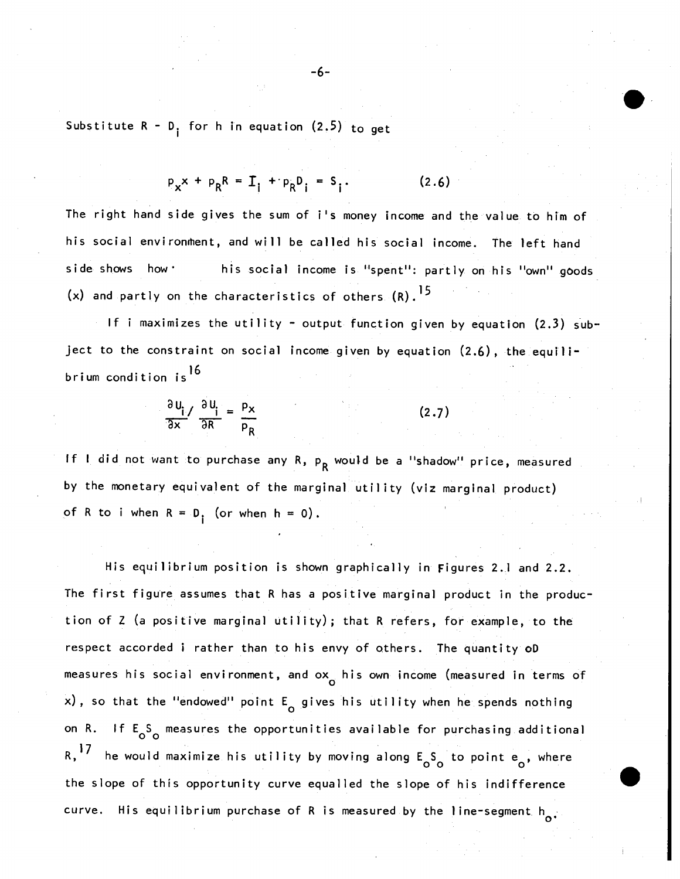Substitute $R - D_i$ for h in equation (2.5) to get

$$p_x x + p_R R = I_i + p_R D_i = S_i. \qquad (2.6)$$

The right hand side gives the sum of i's money income and the value to him of his social environment, and will be called his social income. The left hand side shows how his social income is "spent": partly on his "own" goods (x) and partly on the characteristics of others (R).[15]

If i maximizes the utility - output function given by equation (2.3) subject to the constraint on social income given by equation (2.6), the equilibrium condition is[16]

$$\frac{\partial U_i}{\partial x} \Big/ \frac{\partial U_i}{\partial R} = \frac{p_x}{p_R} \qquad (2.7)$$

If I did not want to purchase any R, $p_R$ would be a "shadow" price, measured by the monetary equivalent of the marginal utility (viz marginal product) of R to i when $R = D_i$ (or when $h = 0$).

His equilibrium position is shown graphically in Figures 2.1 and 2.2. The first figure assumes that R has a positive marginal product in the production of Z (a positive marginal utility); that R refers, for example, to the respect accorded i rather than to his envy of others. The quantity oD measures his social environment, and $ox_o$ his own income (measured in terms of x), so that the "endowed" point $E_o$ gives his utility when he spends nothing on R. If $E_oS_o$ measures the opportunities available for purchasing additional R,[17] he would maximize his utility by moving along $E_oS_o$ to point $e_o$, where the slope of this opportunity curve equalled the slope of his indifference curve. His equilibrium purchase of R is measured by the line-segment $h_o$.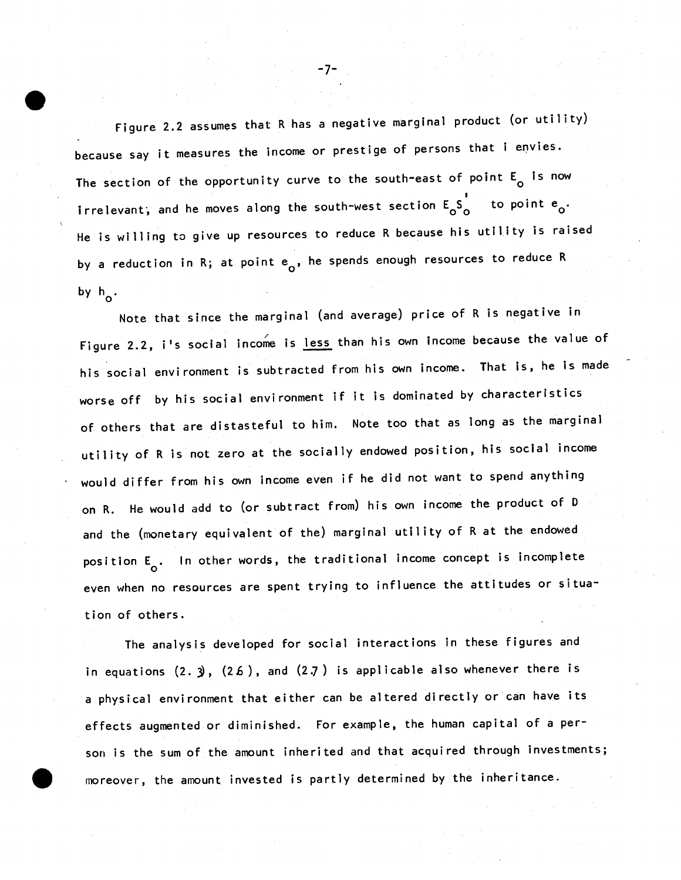Figure 2.2 assumes that R has a negative marginal product (or utility) because say it measures the income or prestige of persons that i envies. The section of the opportunity curve to the south-east of point $E_o$ is now irrelevant, and he moves along the south-west section $E_oS_o'$ to point $e_o$. He is willing to give up resources to reduce R because his utility is raised by a reduction in R; at point $e_o$, he spends enough resources to reduce R by $h_o$.

Note that since the marginal (and average) price of R is negative in Figure 2.2, i's social income is less than his own income because the value of his social environment is subtracted from his own income. That is, he is made worse off by his social environment if it is dominated by characteristics of others that are distasteful to him. Note too that as long as the marginal utility of R is not zero at the socially endowed position, his social income would differ from his own income even if he did not want to spend anything on R. He would add to (or subtract from) his own income the product of D and the (monetary equivalent of the) marginal utility of R at the endowed position $E_o$. In other words, the traditional income concept is incomplete even when no resources are spent trying to influence the attitudes or situation of others.

The analysis developed for social interactions in these figures and in equations (2.3), (2.6), and (2.7) is applicable also whenever there is a physical environment that either can be altered directly or can have its effects augmented or diminished. For example, the human capital of a person is the sum of the amount inherited and that acquired through investments; moreover, the amount invested is partly determined by the inheritance.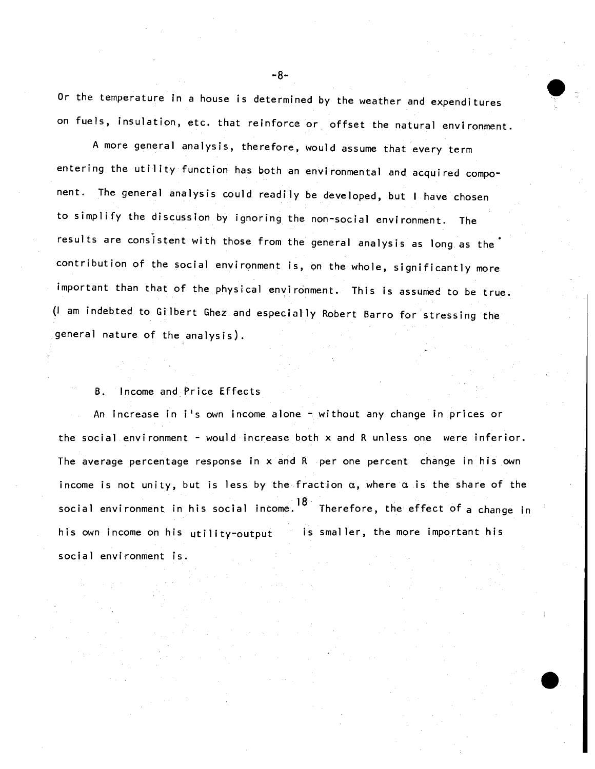Or the temperature in a house is determined by the weather and expenditures on fuels, insulation, etc. that reinforce or offset the natural environment.

A more general analysis, therefore, would assume that every term entering the utility function has both an environmental and acquired component. The general analysis could readily be developed, but I have chosen to simplify the discussion by ignoring the non-social environment. The results are consistent with those from the general analysis as long as the contribution of the social environment is, on the whole, significantly more important than that of the physical environment. This is assumed to be true. (I am indebted to Gilbert Ghez and especially Robert Barro for stressing the general nature of the analysis).

### B. Income and Price Effects

An increase in i's own income alone - without any change in prices or the social environment - would increase both x and R unless one were inferior. The average percentage response in x and R per one percent change in his own income is not unity, but is less by the fraction $\alpha$, where $\alpha$ is the share of the social environment in his social income.[18] Therefore, the effect of a change in his own income on his utility-output is smaller, the more important his social environment is.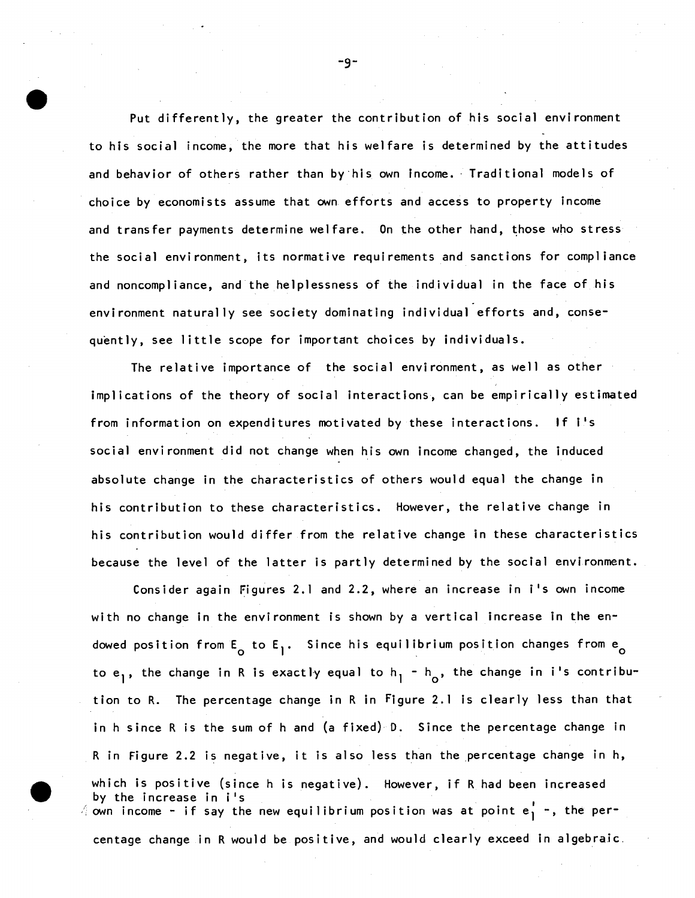Put differently, the greater the contribution of his social environment to his social income, the more that his welfare is determined by the attitudes and behavior of others rather than by his own income. Traditional models of choice by economists assume that own efforts and access to property income and transfer payments determine welfare. On the other hand, those who stress the social environment, its normative requirements and sanctions for compliance and noncompliance, and the helplessness of the individual in the face of his environment naturally see society dominating individual efforts and, consequently, see little scope for important choices by individuals.

The relative importance of the social environment, as well as other implications of the theory of social interactions, can be empirically estimated from information on expenditures motivated by these interactions. If i's social environment did not change when his own income changed, the induced absolute change in the characteristics of others would equal the change in his contribution to these characteristics. However, the relative change in his contribution would differ from the relative change in these characteristics because the level of the latter is partly determined by the social environment.

Consider again Figures 2.1 and 2.2, where an increase in i's own income with no change in the environment is shown by a vertical increase in the endowed position from $E_o$ to $E_1$. Since his equilibrium position changes from $e_o$ to $e_1$, the change in R is exactly equal to $h_1 - h_o$, the change in i's contribution to R. The percentage change in R in Figure 2.1 is clearly less than that in h since R is the sum of h and (a fixed) D. Since the percentage change in R in Figure 2.2 is negative, it is also less than the percentage change in h, which is positive (since h is negative). However, if R had been increased by the increase in i's own income - if say the new equilibrium position was at point $e_1'$ -, the percentage change in R would be positive, and would clearly exceed in algebraic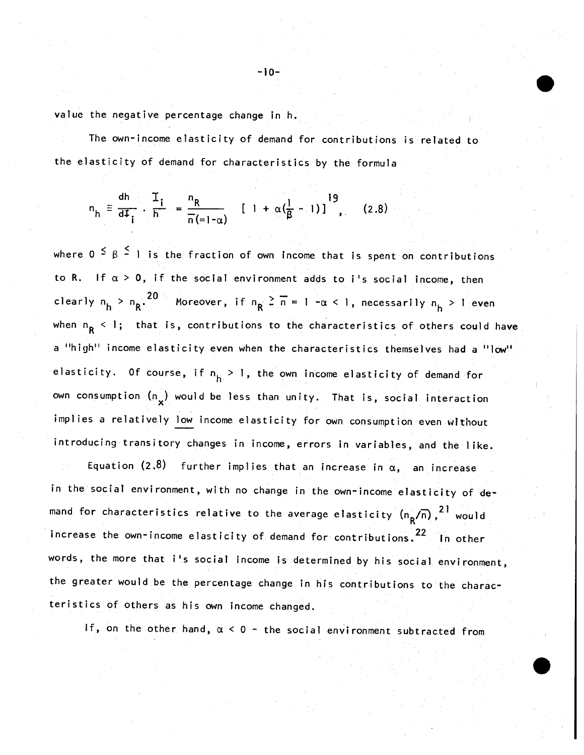value the negative percentage change in h.

The own-income elasticity of demand for contributions is related to the elasticity of demand for characteristics by the formula

$$n_h \equiv \frac{dh}{dI_i} \cdot \frac{I_i}{h} = \frac{n_R}{\bar{n}(=1-\alpha)} \left[ 1 + \alpha\left(\frac{1}{\beta} - 1\right)\right],^{19} \quad (2.8)$$

where $0 \leq \beta \leq 1$ is the fraction of own income that is spent on contributions to R. If $\alpha > 0$, if the social environment adds to i's social income, then clearly $n_h > n_R$.[20] Moreover, if $n_R \geq \bar{n} = 1 - \alpha < 1$, necessarily $n_h > 1$ even when $n_R < 1$; that is, contributions to the characteristics of others could have a "high" income elasticity even when the characteristics themselves had a "low" elasticity. Of course, if $n_h > 1$, the own income elasticity of demand for own consumption ($n_x$) would be less than unity. That is, social interaction implies a relatively <u>low</u> income elasticity for own consumption even without introducing transitory changes in income, errors in variables, and the like.

Equation (2.8) further implies that an increase in $\alpha$, an increase in the social environment, with no change in the own-income elasticity of demand for characteristics relative to the average elasticity $(n_R/\bar{n})$,[21] would increase the own-income elasticity of demand for contributions.[22] In other words, the more that i's social income is determined by his social environment, the greater would be the percentage change in his contributions to the characteristics of others as his own income changed.

If, on the other hand, $\alpha < 0$ - the social environment subtracted from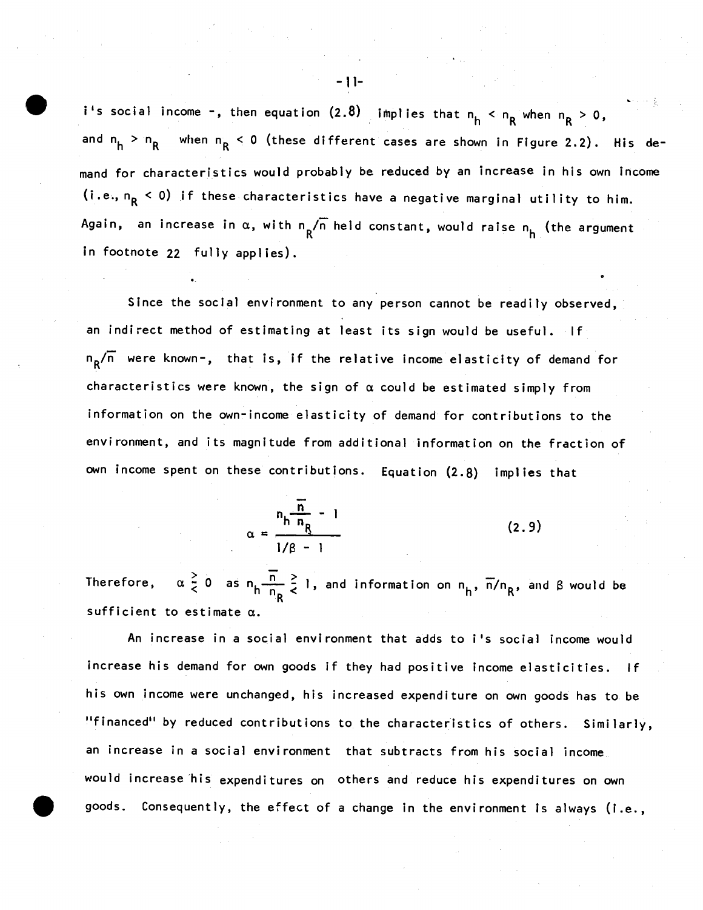i's social income -, then equation (2.8) implies that $n_h < n_R$ when $n_R > 0$, and $n_h > n_R$ when $n_R < 0$ (these different cases are shown in Figure 2.2). His demand for characteristics would probably be reduced by an increase in his own income (i.e., $n_R < 0$) if these characteristics have a negative marginal utility to him. Again, an increase in $\alpha$, with $n_R/\bar{n}$ held constant, would raise $n_h$ (the argument in footnote 22 fully applies).

Since the social environment to any person cannot be readily observed, an indirect method of estimating at least its sign would be useful. If $n_R/\bar{n}$ were known-, that is, if the relative income elasticity of demand for characteristics were known, the sign of $\alpha$ could be estimated simply from information on the own-income elasticity of demand for contributions to the environment, and its magnitude from additional information on the fraction of own income spent on these contributions. Equation (2.8) implies that

$$\alpha = \frac{n_h \frac{\bar{n}}{n_R} - 1}{1/\beta - 1} \tag{2.9}$$

Therefore, $\alpha \gtreqless 0$ as $n_h \frac{\bar{n}}{n_R} \gtreqless 1$, and information on $n_h$, $\bar{n}/n_R$, and $\beta$ would be sufficient to estimate $\alpha$.

An increase in a social environment that adds to i's social income would increase his demand for own goods if they had positive income elasticities. If his own income were unchanged, his increased expenditure on own goods has to be "financed" by reduced contributions to the characteristics of others. Similarly, an increase in a social environment that subtracts from his social income would increase his expenditures on others and reduce his expenditures on own goods. Consequently, the effect of a change in the environment is always (i.e.,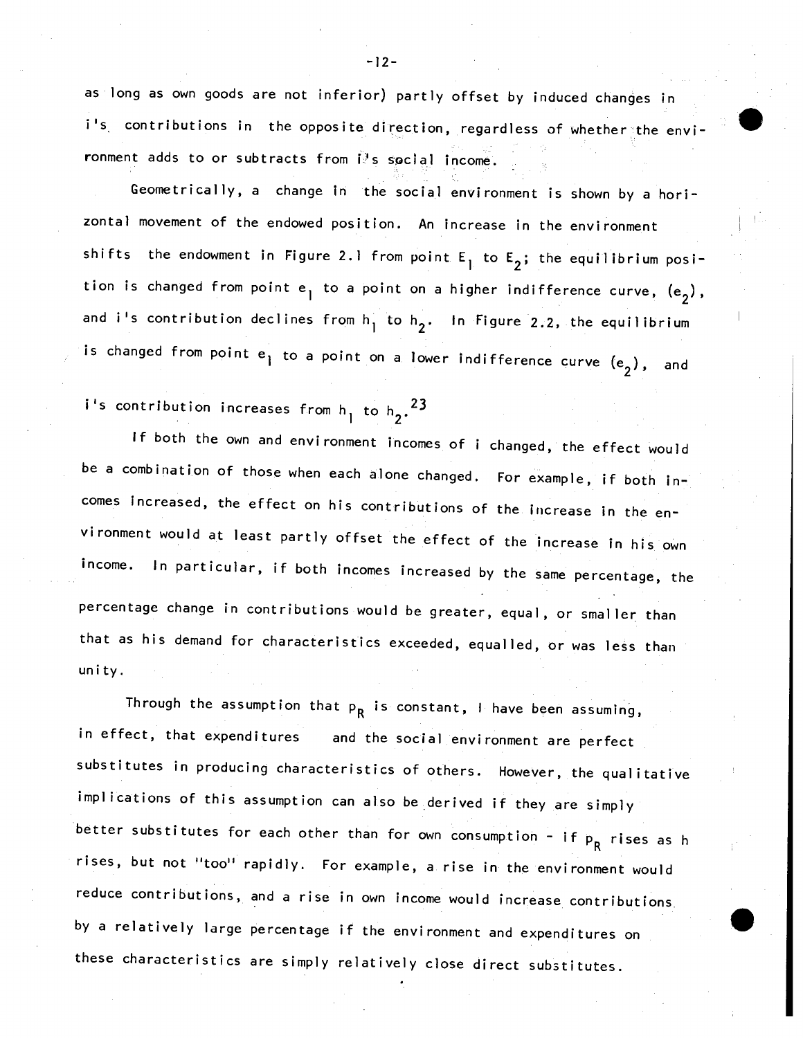as long as own goods are not inferior) partly offset by induced changes in i's contributions in the opposite direction, regardless of whether the environment adds to or subtracts from i's social income.

Geometrically, a change in the social environment is shown by a horizontal movement of the endowed position. An increase in the environment shifts the endowment in Figure 2.1 from point $E_1$ to $E_2$; the equilibrium position is changed from point $e_1$ to a point on a higher indifference curve, $(e_2)$, and i's contribution declines from $h_1$ to $h_2$. In Figure 2.2, the equilibrium is changed from point $e_1$ to a point on a lower indifference curve $(e_2)$, and i's contribution increases from $h_1$ to $h_2$.[23]

If both the own and environment incomes of i changed, the effect would be a combination of those when each alone changed. For example, if both incomes increased, the effect on his contributions of the increase in the environment would at least partly offset the effect of the increase in his own income. In particular, if both incomes increased by the same percentage, the percentage change in contributions would be greater, equal, or smaller than that as his demand for characteristics exceeded, equalled, or was less than unity.

Through the assumption that $p_R$ is constant, I have been assuming, in effect, that expenditures and the social environment are perfect substitutes in producing characteristics of others. However, the qualitative implications of this assumption can also be derived if they are simply better substitutes for each other than for own consumption - if $p_R$ rises as h rises, but not "too" rapidly. For example, a rise in the environment would reduce contributions, and a rise in own income would increase contributions by a relatively large percentage if the environment and expenditures on these characteristics are simply relatively close direct substitutes.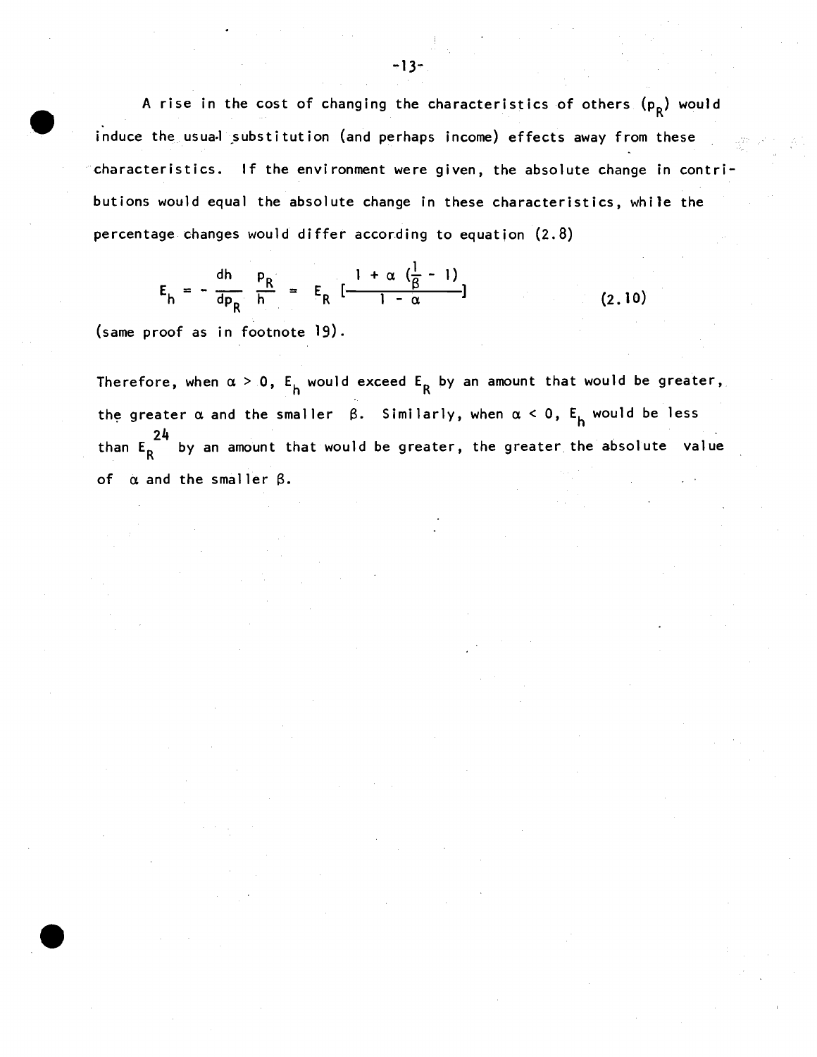A rise in the cost of changing the characteristics of others ($p_R$) would induce the usual substitution (and perhaps income) effects away from these characteristics. If the environment were given, the absolute change in contributions would equal the absolute change in these characteristics, while the percentage changes would differ according to equation (2.8)

$$E_h = -\frac{dh}{dp_R}\frac{p_R}{h} = E_R\left[\frac{1 + \alpha\left(\frac{1}{\beta} - 1\right)}{1 - \alpha}\right] \tag{2.10}$$

(same proof as in footnote 19).

Therefore, when $\alpha > 0$, $E_h$ would exceed $E_R$ by an amount that would be greater, the greater $\alpha$ and the smaller $\beta$. Similarly, when $\alpha < 0$, $E_h$ would be less than $E_R$[24] by an amount that would be greater, the greater the absolute value of $\alpha$ and the smaller $\beta$.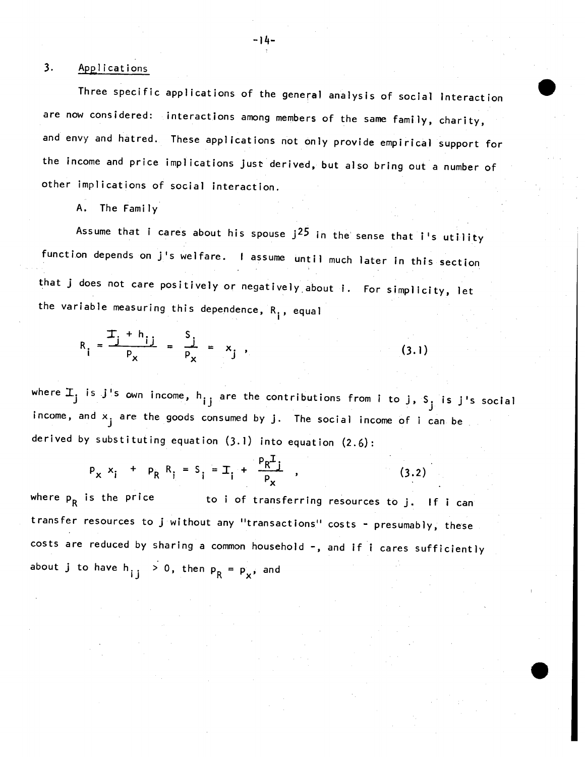## 3. Applications

Three specific applications of the general analysis of social interaction are now considered: interactions among members of the same family, charity, and envy and hatred. These applications not only provide empirical support for the income and price implications just derived, but also bring out a number of other implications of social interaction.

### A. The Family

Assume that i cares about his spouse j[25] in the sense that i's utility function depends on j's welfare. I assume until much later in this section that j does not care positively or negatively about i. For simplicity, let the variable measuring this dependence, $R_i$, equal

$$R_i = \frac{I_j + h_{ij}}{p_x} = \frac{S_j}{p_x} = x_j \, , \tag{3.1}$$

where $I_j$ is j's own income, $h_{ij}$ are the contributions from i to j, $S_j$ is j's social income, and $x_j$ are the goods consumed by j. The social income of i can be derived by substituting equation (3.1) into equation (2.6):

$$p_x x_i + p_R R_i = S_i = I_i + \frac{p_R I_j}{p_x} \, , \tag{3.2}$$

where $p_R$ is the price to i of transferring resources to j. If i can transfer resources to j without any "transactions" costs - presumably, these costs are reduced by sharing a common household -, and if i cares sufficiently about j to have $h_{ij} > 0$, then $p_R = p_x$, and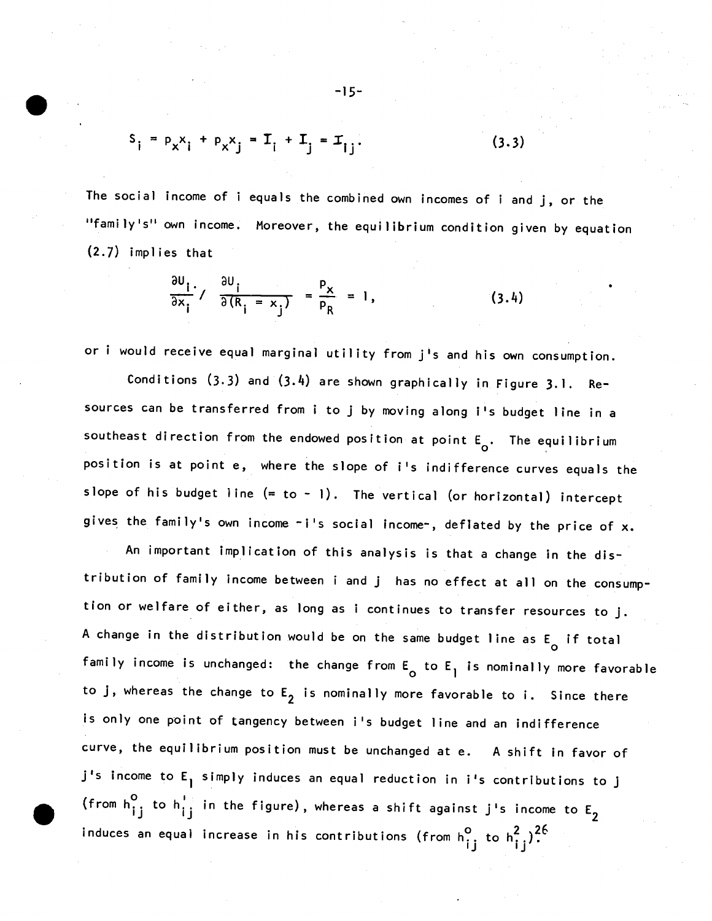$$S_i = p_x x_i + p_x x_j = I_i + I_j = I_{ij}. \tag{3.3}$$

The social income of i equals the combined own incomes of i and j, or the "family's" own income. Moreover, the equilibrium condition given by equation (2.7) implies that

$$\frac{\partial U_i}{\partial x_i} / \frac{\partial U_i}{\partial (R_i = x_j)} = \frac{p_x}{p_R} = 1, \tag{3.4}$$

or i would receive equal marginal utility from j's and his own consumption.

Conditions (3.3) and (3.4) are shown graphically in Figure 3.1. Resources can be transferred from i to j by moving along i's budget line in a southeast direction from the endowed position at point $E_o$. The equilibrium position is at point e, where the slope of i's indifference curves equals the slope of his budget line (= to - 1). The vertical (or horizontal) intercept gives the family's own income -i's social income-, deflated by the price of x.

An important implication of this analysis is that a change in the distribution of family income between i and j has no effect at all on the consumption or welfare of either, as long as i continues to transfer resources to j. A change in the distribution would be on the same budget line as $E_o$ if total family income is unchanged: the change from $E_o$ to $E_1$ is nominally more favorable to j, whereas the change to $E_2$ is nominally more favorable to i. Since there is only one point of tangency between i's budget line and an indifference curve, the equilibrium position must be unchanged at e. A shift in favor of j's income to $E_1$ simply induces an equal reduction in i's contributions to j (from $h^o_{ij}$ to $h^1_{ij}$ in the figure), whereas a shift against j's income to $E_2$ induces an equal increase in his contributions (from $h^o_{ij}$ to $h^2_{ij}$).[26]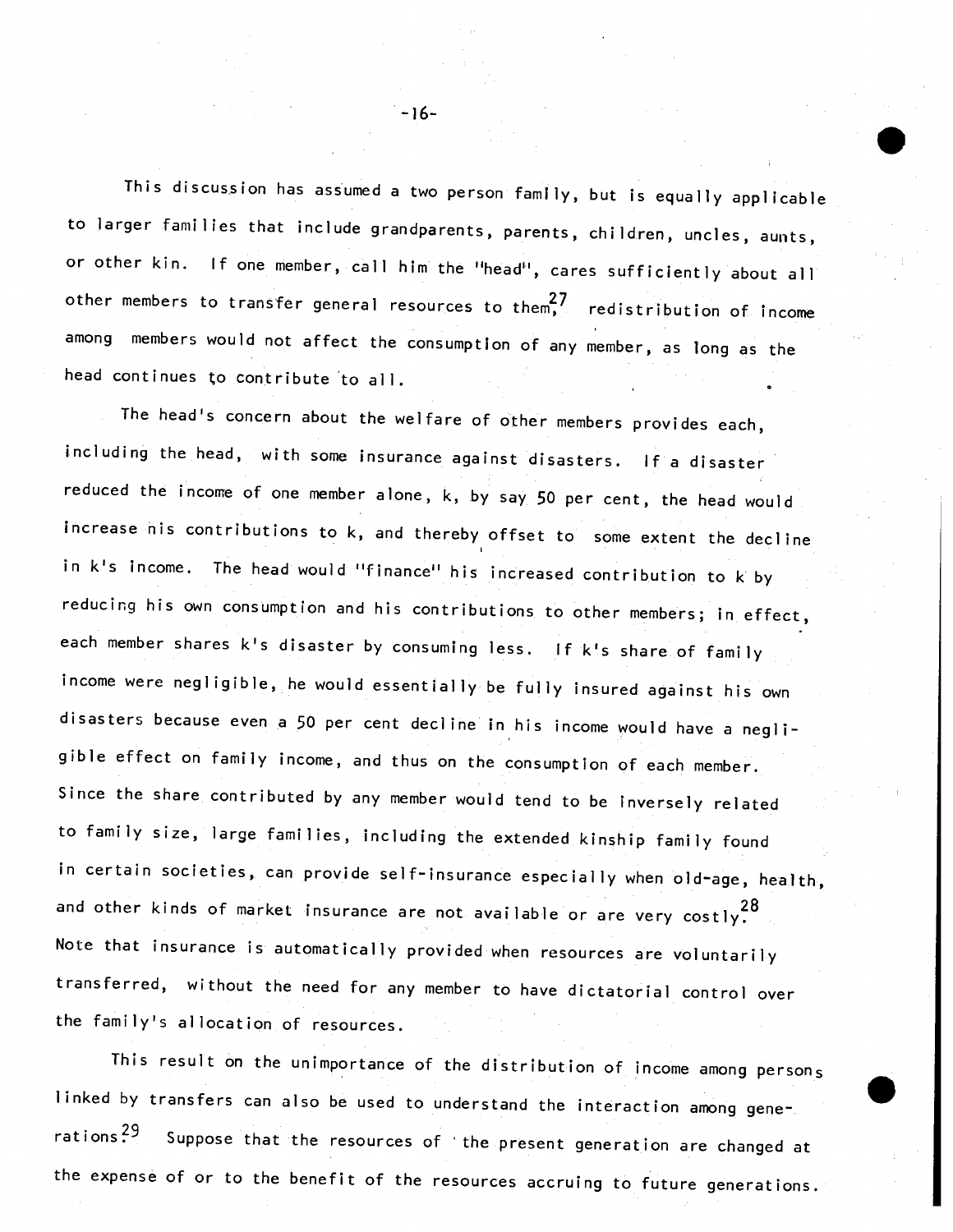This discussion has assumed a two person family, but is equally applicable to larger families that include grandparents, parents, children, uncles, aunts, or other kin. If one member, call him the "head", cares sufficiently about all other members to transfer general resources to them,[27] redistribution of income among members would not affect the consumption of any member, as long as the head continues to contribute to all.

The head's concern about the welfare of other members provides each, including the head, with some insurance against disasters. If a disaster reduced the income of one member alone, k, by say 50 per cent, the head would increase his contributions to k, and thereby offset to some extent the decline in k's income. The head would "finance" his increased contribution to k by reducing his own consumption and his contributions to other members; in effect, each member shares k's disaster by consuming less. If k's share of family income were negligible, he would essentially be fully insured against his own disasters because even a 50 per cent decline in his income would have a negligible effect on family income, and thus on the consumption of each member. Since the share contributed by any member would tend to be inversely related to family size, large families, including the extended kinship family found in certain societies, can provide self-insurance especially when old-age, health, and other kinds of market insurance are not available or are very costly.[28] Note that insurance is automatically provided when resources are voluntarily transferred, without the need for any member to have dictatorial control over the family's allocation of resources.

This result on the unimportance of the distribution of income among persons linked by transfers can also be used to understand the interaction among generations.[29] Suppose that the resources of the present generation are changed at the expense of or to the benefit of the resources accruing to future generations.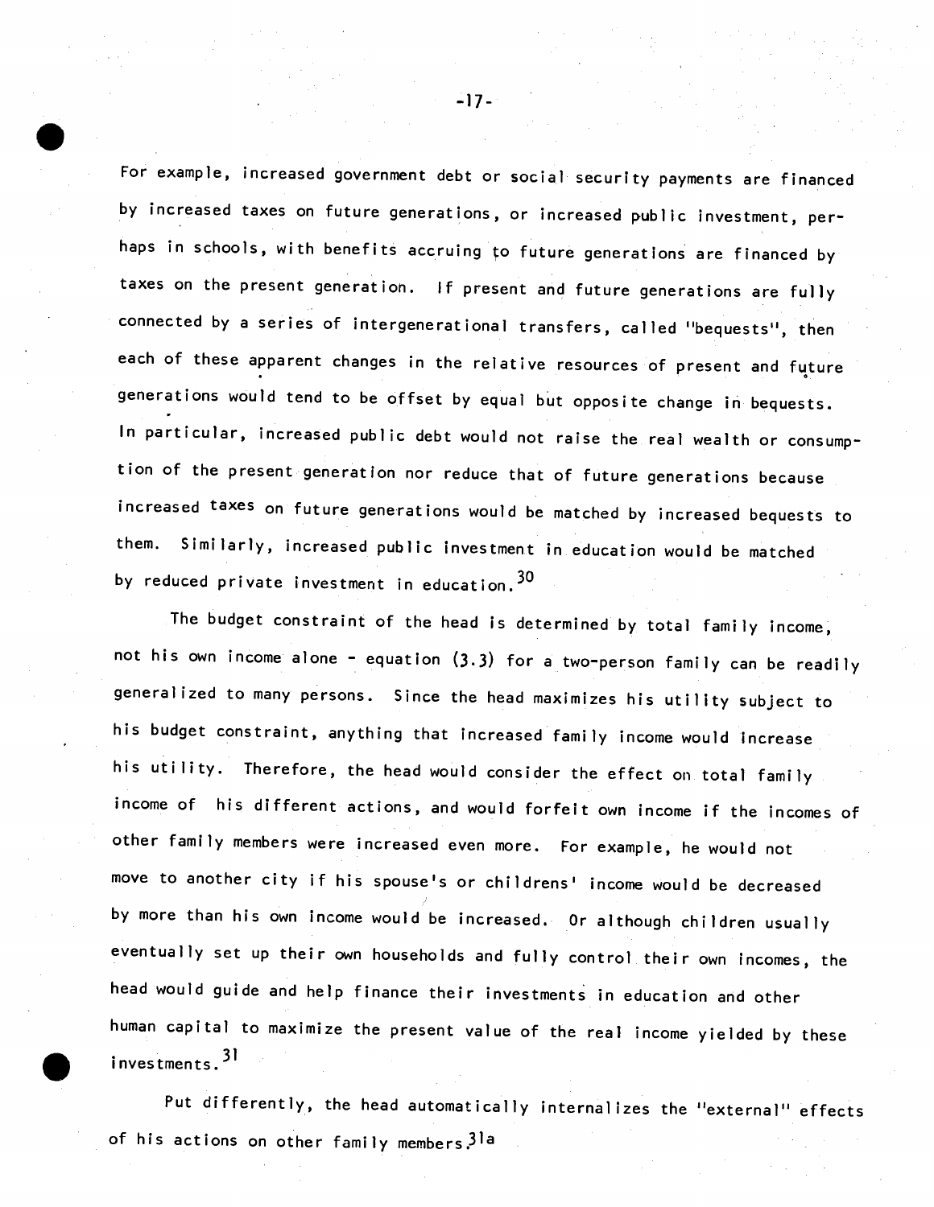For example, increased government debt or social security payments are financed by increased taxes on future generations, or increased public investment, perhaps in schools, with benefits accruing to future generations are financed by taxes on the present generation. If present and future generations are fully connected by a series of intergenerational transfers, called "bequests", then each of these apparent changes in the relative resources of present and future generations would tend to be offset by equal but opposite change in bequests. In particular, increased public debt would not raise the real wealth or consumption of the present generation nor reduce that of future generations because increased taxes on future generations would be matched by increased bequests to them. Similarly, increased public investment in education would be matched by reduced private investment in education.[30]

The budget constraint of the head is determined by total family income, not his own income alone - equation (3.3) for a two-person family can be readily generalized to many persons. Since the head maximizes his utility subject to his budget constraint, anything that increased family income would increase his utility. Therefore, the head would consider the effect on total family income of his different actions, and would forfeit own income if the incomes of other family members were increased even more. For example, he would not move to another city if his spouse's or childrens' income would be decreased by more than his own income would be increased. Or although children usually eventually set up their own households and fully control their own incomes, the head would guide and help finance their investments in education and other human capital to maximize the present value of the real income yielded by these investments.[31]

Put differently, the head automatically internalizes the "external" effects of his actions on other family members.[31a]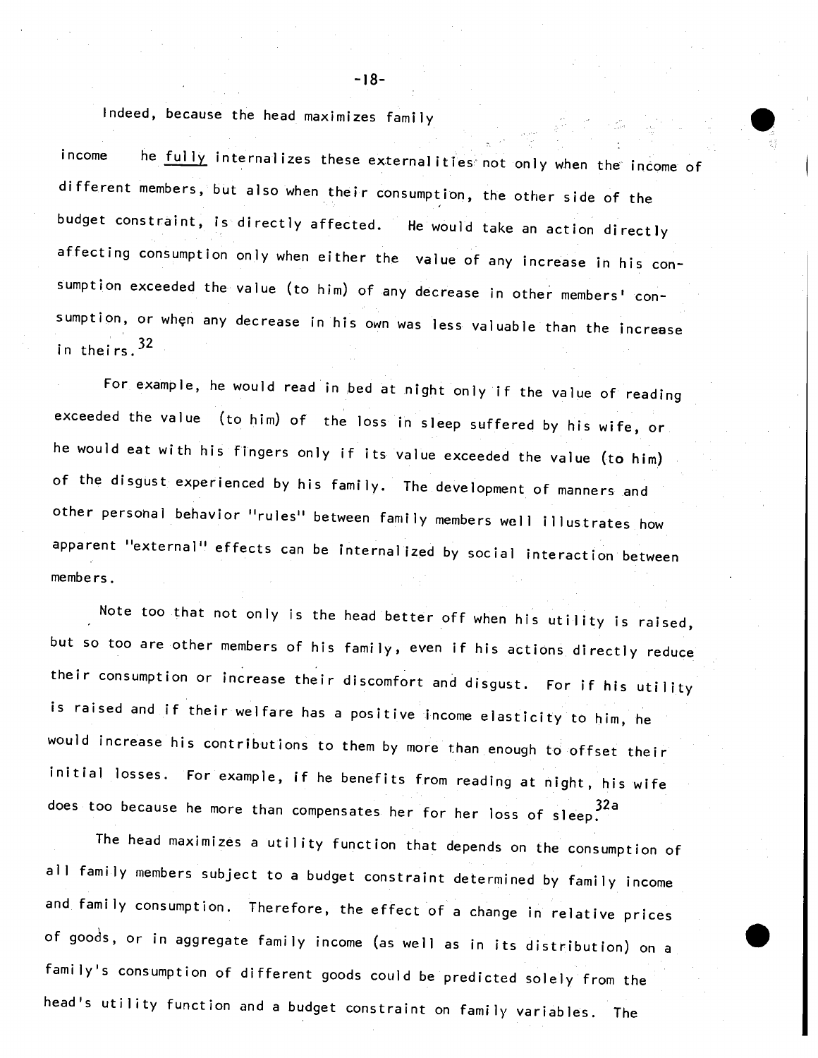Indeed, because the head maximizes family income he *fully* internalizes these externalities not only when the income of different members, but also when their consumption, the other side of the budget constraint, is directly affected. He would take an action directly affecting consumption only when either the value of any increase in his consumption exceeded the value (to him) of any decrease in other members' consumption, or when any decrease in his own was less valuable than the increase in theirs.[32]

For example, he would read in bed at night only if the value of reading exceeded the value (to him) of the loss in sleep suffered by his wife, or he would eat with his fingers only if its value exceeded the value (to him) of the disgust experienced by his family. The development of manners and other personal behavior "rules" between family members well illustrates how apparent "external" effects can be internalized by social interaction between members.

Note too that not only is the head better off when his utility is raised, but so too are other members of his family, even if his actions directly reduce their consumption or increase their discomfort and disgust. For if his utility is raised and if their welfare has a positive income elasticity to him, he would increase his contributions to them by more than enough to offset their initial losses. For example, if he benefits from reading at night, his wife does too because he more than compensates her for her loss of sleep.[32a]

The head maximizes a utility function that depends on the consumption of all family members subject to a budget constraint determined by family income and family consumption. Therefore, the effect of a change in relative prices of goods, or in aggregate family income (as well as in its distribution) on a family's consumption of different goods could be predicted solely from the head's utility function and a budget constraint on family variables. The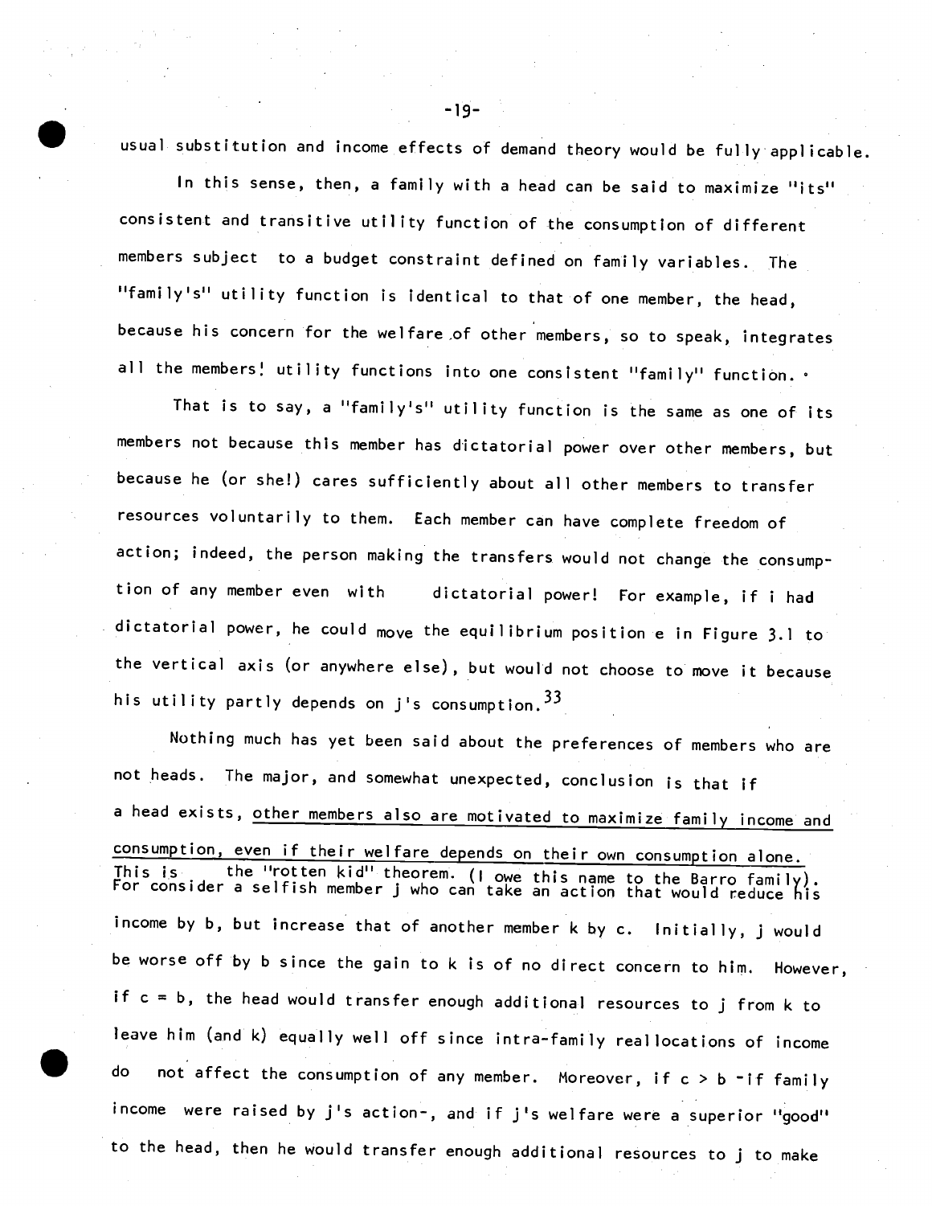usual substitution and income effects of demand theory would be fully applicable.

In this sense, then, a family with a head can be said to maximize "its" consistent and transitive utility function of the consumption of different members subject to a budget constraint defined on family variables. The "family's" utility function is identical to that of one member, the head, because his concern for the welfare of other members, so to speak, integrates all the members' utility functions into one consistent "family" function.

That is to say, a "family's" utility function is the same as one of its members not because this member has dictatorial power over other members, but because he (or she!) cares sufficiently about all other members to transfer resources voluntarily to them. Each member can have complete freedom of action; indeed, the person making the transfers would not change the consumption of any member even with dictatorial power! For example, if i had dictatorial power, he could move the equilibrium position e in Figure 3.1 to the vertical axis (or anywhere else), but would not choose to move it because his utility partly depends on j's consumption.[33]

Nothing much has yet been said about the preferences of members who are not heads. The major, and somewhat unexpected, conclusion is that if a head exists, <u>other members also are motivated to maximize family income and consumption, even if their welfare depends on their own consumption alone.</u> This is the "rotten kid" theorem. (I owe this name to the Barro family). For consider a selfish member j who can take an action that would reduce his income by b, but increase that of another member k by c. Initially, j would be worse off by b since the gain to k is of no direct concern to him. However, if c = b, the head would transfer enough additional resources to j from k to leave him (and k) equally well off since intra-family reallocations of income do not affect the consumption of any member. Moreover, if c > b -if family income were raised by j's action-, and if j's welfare were a superior "good" to the head, then he would transfer enough additional resources to j to make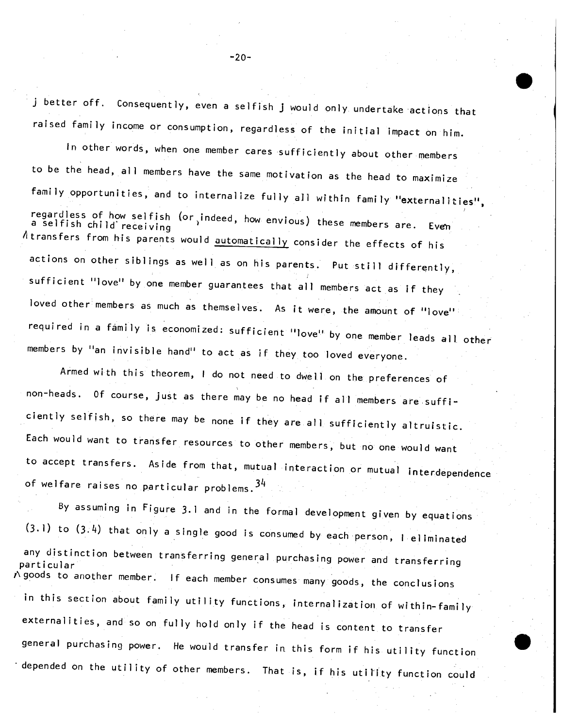j better off. Consequently, even a selfish j would only undertake actions that raised family income or consumption, regardless of the initial impact on him.

In other words, when one member cares sufficiently about other members to be the head, all members have the same motivation as the head to maximize family opportunities, and to internalize fully all within family "externalities", regardless of how selfish (or, indeed, how envious) these members are. Even a selfish child receiving transfers from his parents would automatically consider the effects of his actions on other siblings as well as on his parents. Put still differently, sufficient "love" by one member guarantees that all members act as if they loved other members as much as themselves. As it were, the amount of "love" required in a family is economized: sufficient "love" by one member leads all other members by "an invisible hand" to act as if they too loved everyone.

Armed with this theorem, I do not need to dwell on the preferences of non-heads. Of course, just as there may be no head if all members are sufficiently selfish, so there may be none if they are all sufficiently altruistic. Each would want to transfer resources to other members, but no one would want to accept transfers. Aside from that, mutual interaction or mutual interdependence of welfare raises no particular problems.[34]

By assuming in Figure 3.1 and in the formal development given by equations (3.1) to (3.4) that only a single good is consumed by each person, I eliminated any distinction between transferring general purchasing power and transferring particular goods to another member. If each member consumes many goods, the conclusions in this section about family utility functions, internalization of within-family externalities, and so on fully hold only if the head is content to transfer general purchasing power. He would transfer in this form if his utility function depended on the utility of other members. That is, if his utility function could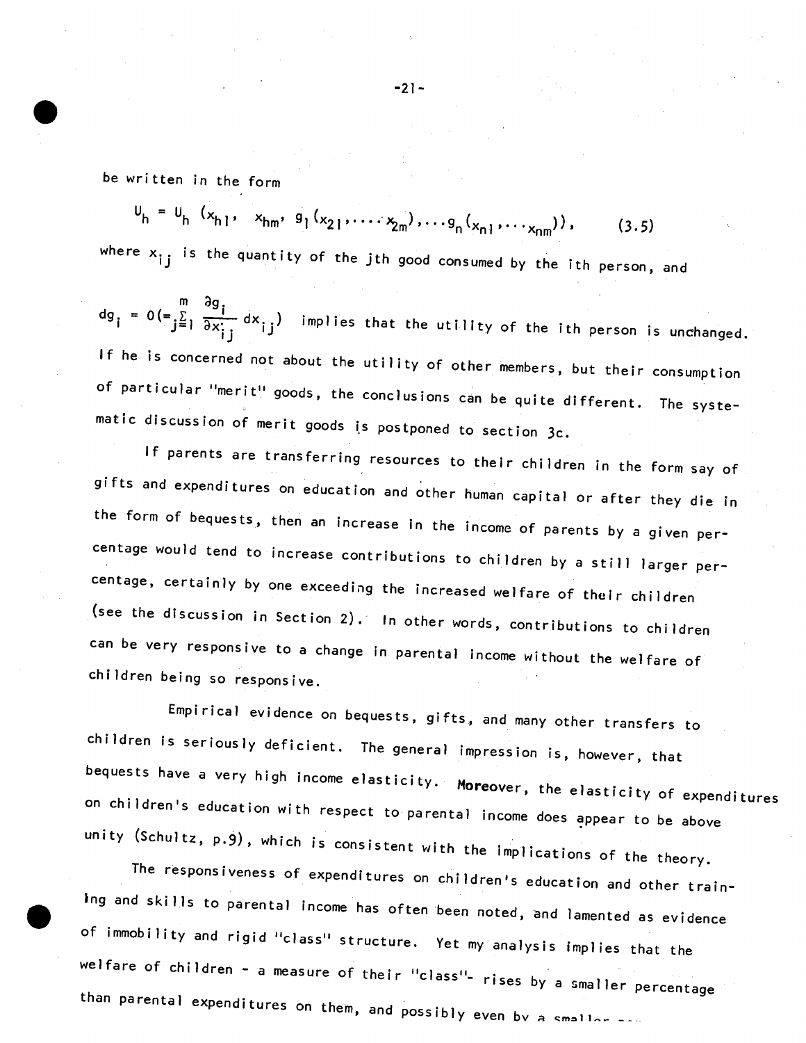be written in the form

$$U_h = U_h\,(x_{h1},\;\; x_{hm},\; g_1(x_{21},\ldots, x_{2m}),\ldots g_n(x_{n1},\ldots x_{nm})), \qquad (3.5)$$

where $x_{ij}$ is the quantity of the jth good consumed by the ith person, and

$dg_i = 0 (= \sum_{j=1}^{m} \frac{\partial g_i}{\partial x_{ij}} dx_{ij})$ implies that the utility of the ith person is unchanged. If he is concerned not about the utility of other members, but their consumption of particular "merit" goods, the conclusions can be quite different. The systematic discussion of merit goods is postponed to section 3c.

If parents are transferring resources to their children in the form say of gifts and expenditures on education and other human capital or after they die in the form of bequests, then an increase in the income of parents by a given percentage would tend to increase contributions to children by a still larger percentage, certainly by one exceeding the increased welfare of their children (see the discussion in Section 2). In other words, contributions to children can be very responsive to a change in parental income without the welfare of children being so responsive.

Empirical evidence on bequests, gifts, and many other transfers to children is seriously deficient. The general impression is, however, that bequests have a very high income elasticity. Moreover, the elasticity of expenditures on children's education with respect to parental income does appear to be above unity (Schultz, p.9), which is consistent with the implications of the theory.

The responsiveness of expenditures on children's education and other training and skills to parental income has often been noted, and lamented as evidence of immobility and rigid "class" structure. Yet my analysis implies that the welfare of children - a measure of their "class"- rises by a smaller percentage than parental expenditures on them, and possibly even by a smaller ...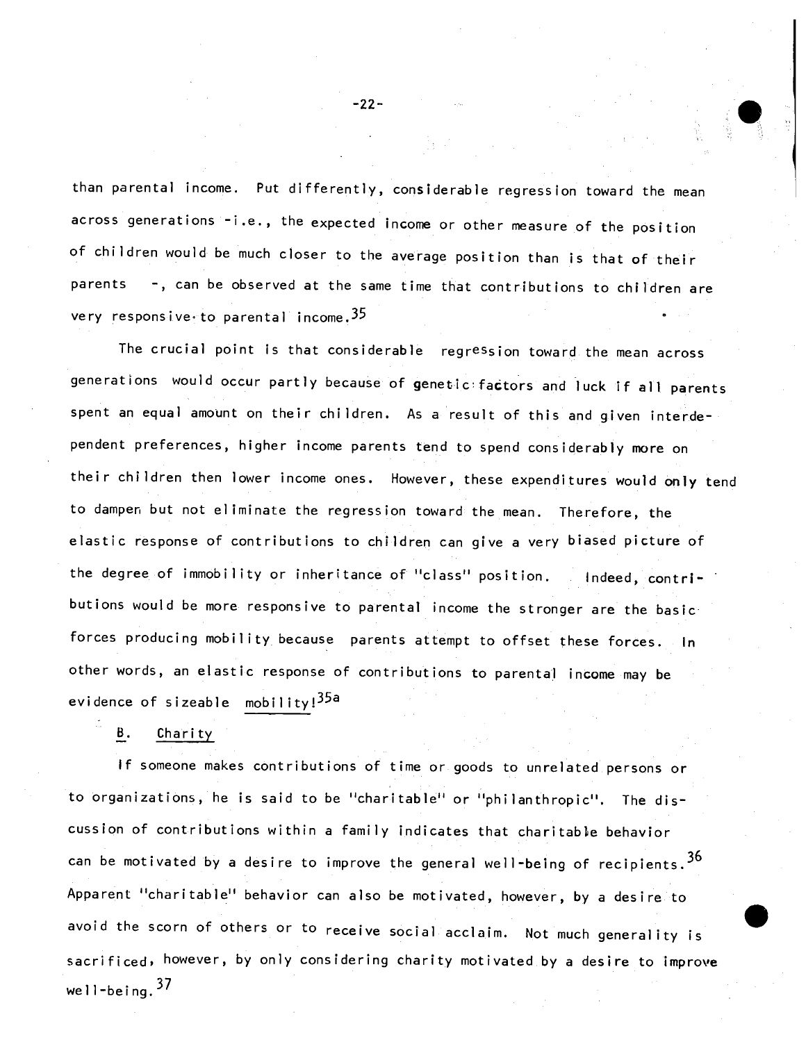than parental income. Put differently, considerable regression toward the mean across generations -i.e., the expected income or other measure of the position of children would be much closer to the average position than is that of their parents -, can be observed at the same time that contributions to children are very responsive to parental income.[35]

The crucial point is that considerable regression toward the mean across generations would occur partly because of genetic factors and luck if all parents spent an equal amount on their children. As a result of this and given interdependent preferences, higher income parents tend to spend considerably more on their children then lower income ones. However, these expenditures would only tend to dampen but not eliminate the regression toward the mean. Therefore, the elastic response of contributions to children can give a very biased picture of the degree of immobility or inheritance of "class" position. Indeed, contributions would be more responsive to parental income the stronger are the basic forces producing mobility because parents attempt to offset these forces. In other words, an elastic response of contributions to parental income may be evidence of sizeable <u>mobility</u>![35a]

## B. Charity

If someone makes contributions of time or goods to unrelated persons or to organizations, he is said to be "charitable" or "philanthropic". The discussion of contributions within a family indicates that charitable behavior can be motivated by a desire to improve the general well-being of recipients.[36] Apparent "charitable" behavior can also be motivated, however, by a desire to avoid the scorn of others or to receive social acclaim. Not much generality is sacrificed, however, by only considering charity motivated by a desire to improve well-being.[37]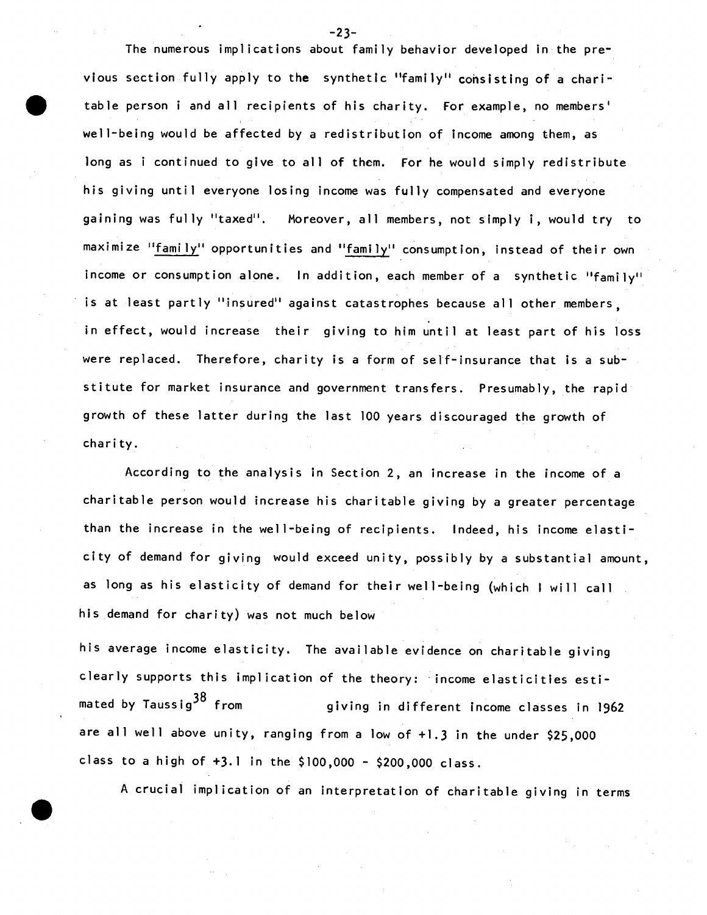The numerous implications about family behavior developed in the previous section fully apply to the synthetic "family" consisting of a charitable person i and all recipients of his charity. For example, no members' well-being would be affected by a redistribution of income among them, as long as i continued to give to all of them. For he would simply redistribute his giving until everyone losing income was fully compensated and everyone gaining was fully "taxed". Moreover, all members, not simply i, would try to maximize "family" opportunities and "family" consumption, instead of their own income or consumption alone. In addition, each member of a synthetic "family" is at least partly "insured" against catastrophes because all other members, in effect, would increase their giving to him until at least part of his loss were replaced. Therefore, charity is a form of self-insurance that is a substitute for market insurance and government transfers. Presumably, the rapid growth of these latter during the last 100 years discouraged the growth of charity.

According to the analysis in Section 2, an increase in the income of a charitable person would increase his charitable giving by a greater percentage than the increase in the well-being of recipients. Indeed, his income elasticity of demand for giving would exceed unity, possibly by a substantial amount, as long as his elasticity of demand for their well-being (which I will call his demand for charity) was not much below his average income elasticity. The available evidence on charitable giving clearly supports this implication of the theory: income elasticities estimated by Taussig[38] from giving in different income classes in 1962 are all well above unity, ranging from a low of +1.3 in the under $25,000 class to a high of +3.1 in the $100,000 - $200,000 class.

A crucial implication of an interpretation of charitable giving in terms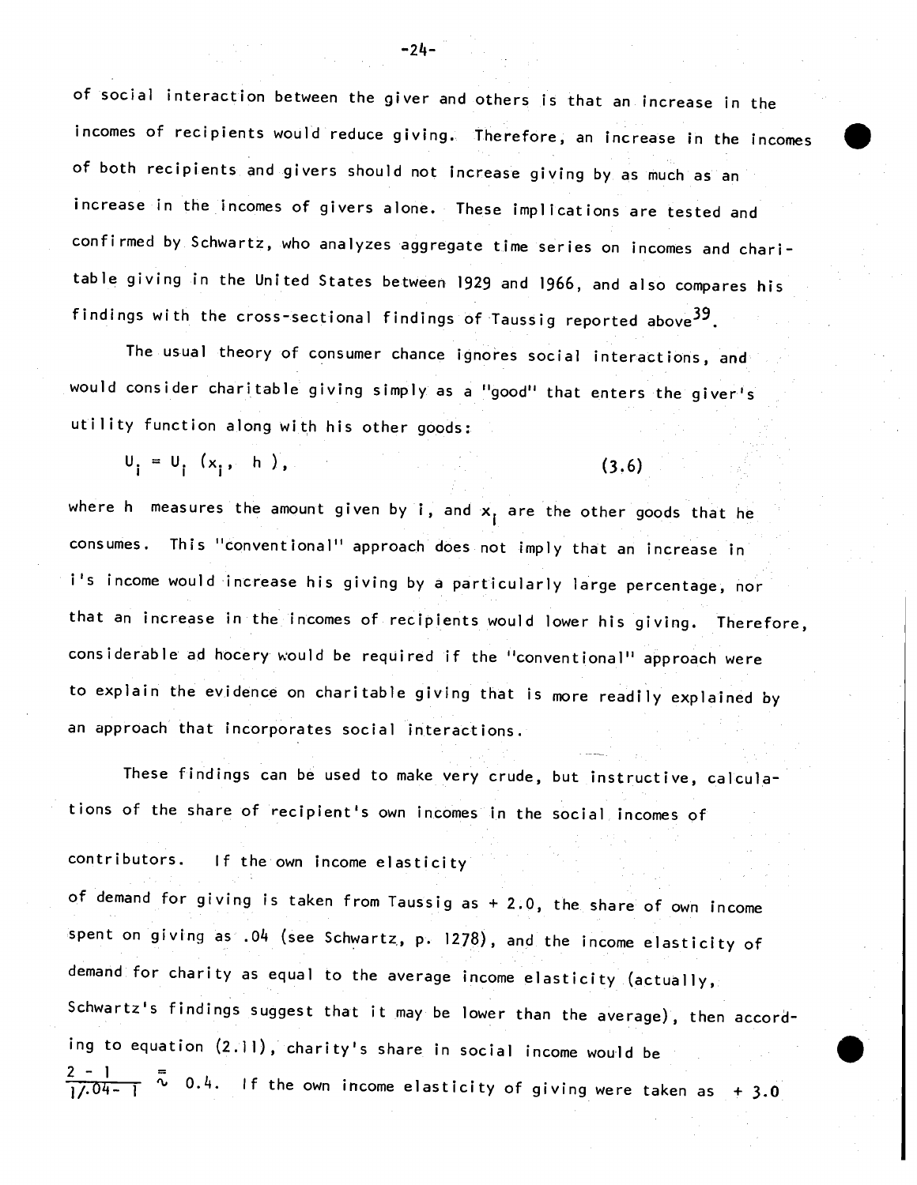of social interaction between the giver and others is that an increase in the incomes of recipients would reduce giving. Therefore, an increase in the incomes of both recipients and givers should not increase giving by as much as an increase in the incomes of givers alone. These implications are tested and confirmed by Schwartz, who analyzes aggregate time series on incomes and charitable giving in the United States between 1929 and 1966, and also compares his findings with the cross-sectional findings of Taussig reported above[39].

The usual theory of consumer chance ignores social interactions, and would consider charitable giving simply as a "good" that enters the giver's utility function along with his other goods:

$$U_i = U_i\ (x_i,\ \ h\ ), \tag{3.6}$$

where h measures the amount given by i, and $x_i$ are the other goods that he consumes. This "conventional" approach does not imply that an increase in i's income would increase his giving by a particularly large percentage, nor that an increase in the incomes of recipients would lower his giving. Therefore, considerable ad hocery would be required if the "conventional" approach were to explain the evidence on charitable giving that is more readily explained by an approach that incorporates social interactions.

These findings can be used to make very crude, but instructive, calculations of the share of recipient's own incomes in the social incomes of contributors. If the own income elasticity of demand for giving is taken from Taussig as + 2.0, the share of own income spent on giving as .04 (see Schwartz, p. 1278), and the income elasticity of demand for charity as equal to the average income elasticity (actually, Schwartz's findings suggest that it may be lower than the average), then according to equation (2.11), charity's share in social income would be $\frac{2-1}{1/.04-1} \approx 0.4$. If the own income elasticity of giving were taken as + 3.0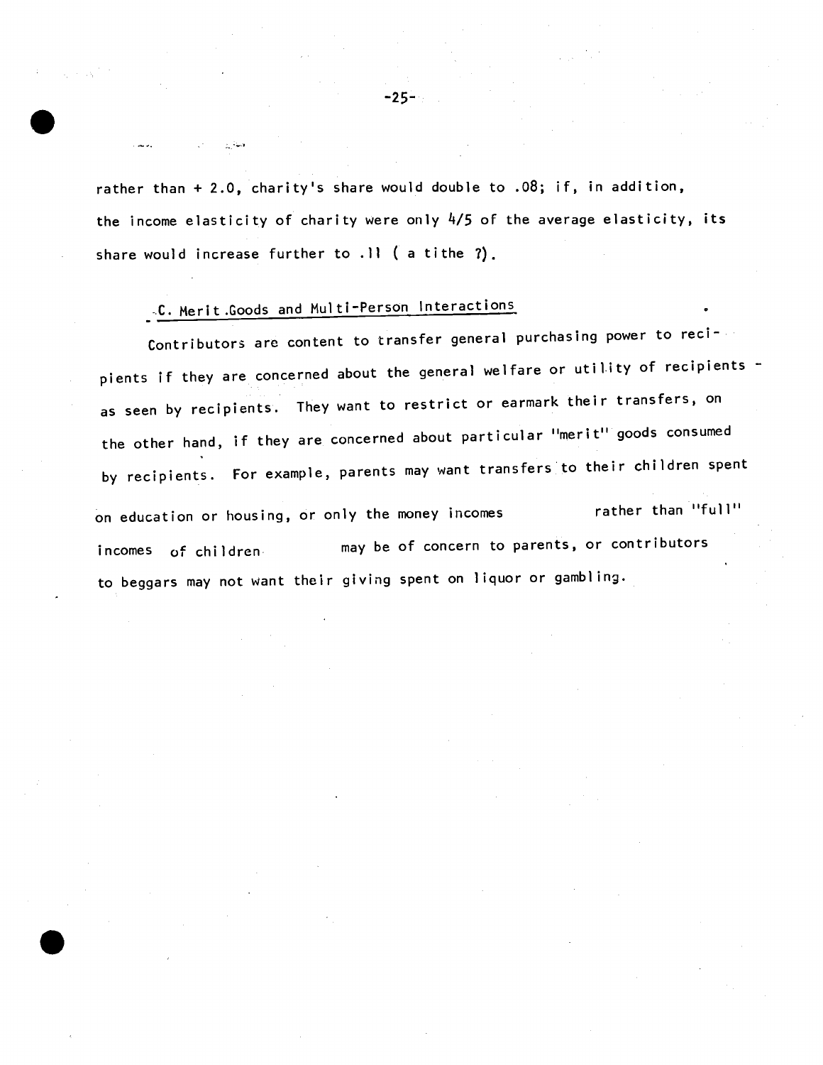rather than + 2.0, charity's share would double to .08; if, in addition, the income elasticity of charity were only 4/5 of the average elasticity, its share would increase further to .11 ( a tithe ?).

### C. Merit Goods and Multi-Person Interactions

Contributors are content to transfer general purchasing power to recipients if they are concerned about the general welfare or utility of recipients - as seen by recipients. They want to restrict or earmark their transfers, on the other hand, if they are concerned about particular "merit" goods consumed by recipients. For example, parents may want transfers to their children spent on education or housing, or only the money incomes rather than "full" incomes of children may be of concern to parents, or contributors to beggars may not want their giving spent on liquor or gambling.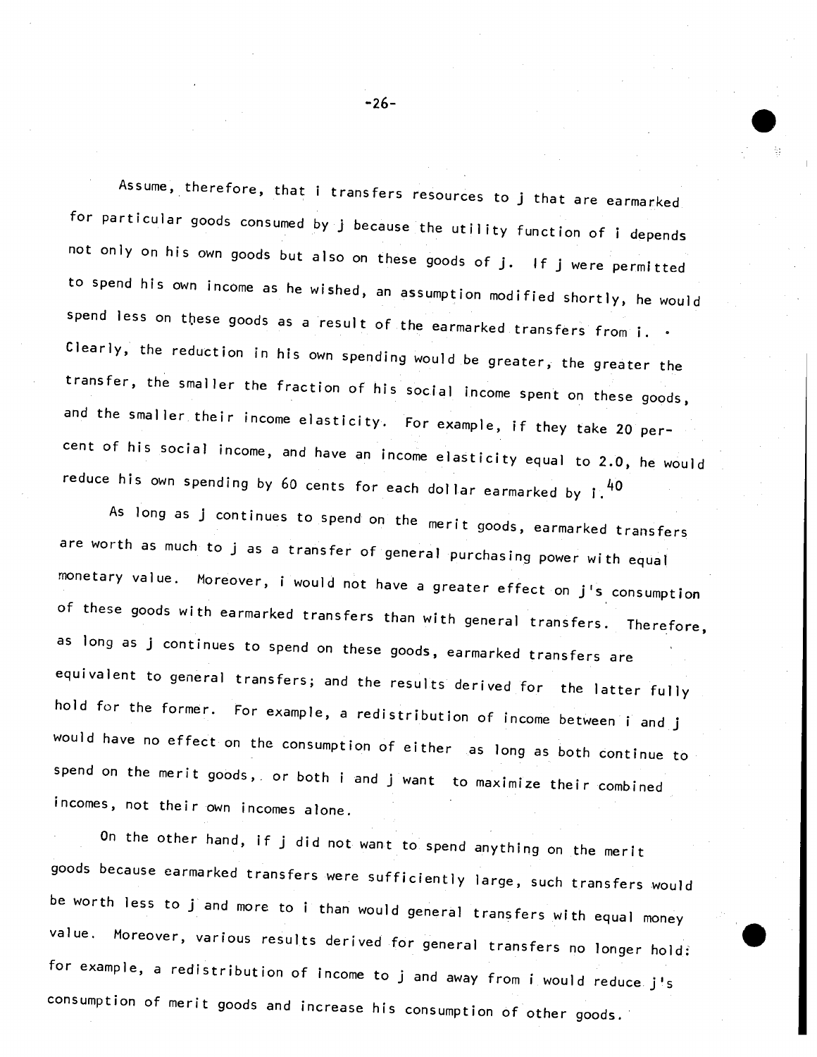Assume, therefore, that i transfers resources to j that are earmarked for particular goods consumed by j because the utility function of i depends not only on his own goods but also on these goods of j. If j were permitted to spend his own income as he wished, an assumption modified shortly, he would spend less on these goods as a result of the earmarked transfers from i. Clearly, the reduction in his own spending would be greater, the greater the transfer, the smaller the fraction of his social income spent on these goods, and the smaller their income elasticity. For example, if they take 20 percent of his social income, and have an income elasticity equal to 2.0, he would reduce his own spending by 60 cents for each dollar earmarked by i.[40]

As long as j continues to spend on the merit goods, earmarked transfers are worth as much to j as a transfer of general purchasing power with equal monetary value. Moreover, i would not have a greater effect on j's consumption of these goods with earmarked transfers than with general transfers. Therefore, as long as j continues to spend on these goods, earmarked transfers are equivalent to general transfers; and the results derived for the latter fully hold for the former. For example, a redistribution of income between i and j would have no effect on the consumption of either as long as both continue to spend on the merit goods, or both i and j want to maximize their combined incomes, not their own incomes alone.

On the other hand, if j did not want to spend anything on the merit goods because earmarked transfers were sufficiently large, such transfers would be worth less to j and more to i than would general transfers with equal money value. Moreover, various results derived for general transfers no longer hold: for example, a redistribution of income to j and away from i would reduce j's consumption of merit goods and increase his consumption of other goods.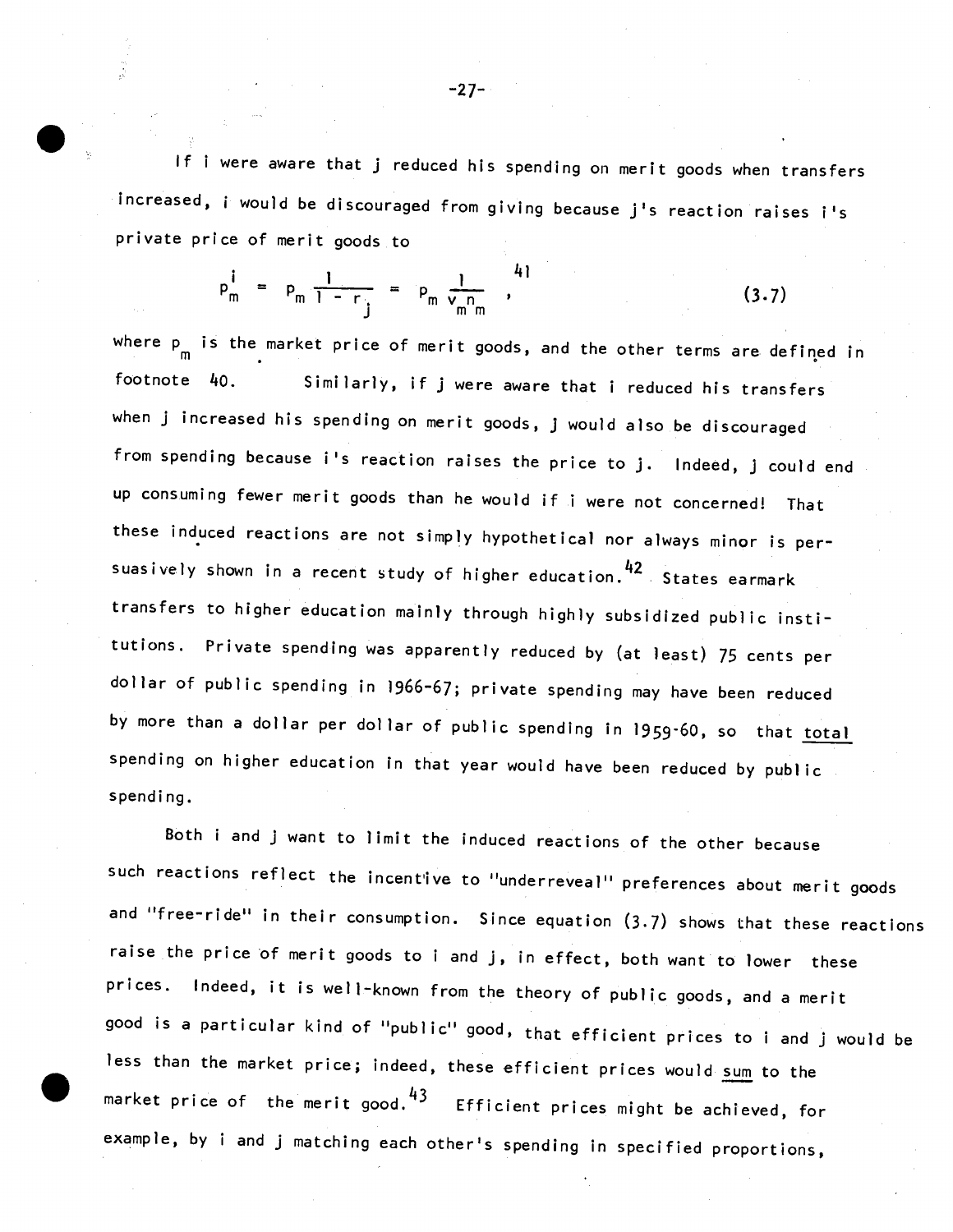If i were aware that j reduced his spending on merit goods when transfers increased, i would be discouraged from giving because j's reaction raises i's private price of merit goods to

$$p_m^i = p_m \frac{1}{1 - r_j} = p_m \frac{1}{v_m n_m} \;,^{41} \tag{3.7}$$

where $p_m$ is the market price of merit goods, and the other terms are defined in footnote 40. Similarly, if j were aware that i reduced his transfers when j increased his spending on merit goods, j would also be discouraged from spending because i's reaction raises the price to j. Indeed, j could end up consuming fewer merit goods than he would if i were not concerned! That these induced reactions are not simply hypothetical nor always minor is persuasively shown in a recent study of higher education.[42] States earmark transfers to higher education mainly through highly subsidized public institutions. Private spending was apparently reduced by (at least) 75 cents per dollar of public spending in 1966-67; private spending may have been reduced by more than a dollar per dollar of public spending in 1959-60, so that <u>total</u> spending on higher education in that year would have been reduced by public spending.

Both i and j want to limit the induced reactions of the other because such reactions reflect the incentive to "underreveal" preferences about merit goods and "free-ride" in their consumption. Since equation (3.7) shows that these reactions raise the price of merit goods to i and j, in effect, both want to lower these prices. Indeed, it is well-known from the theory of public goods, and a merit good is a particular kind of "public" good, that efficient prices to i and j would be less than the market price; indeed, these efficient prices would <u>sum</u> to the market price of the merit good.[43] Efficient prices might be achieved, for example, by i and j matching each other's spending in specified proportions,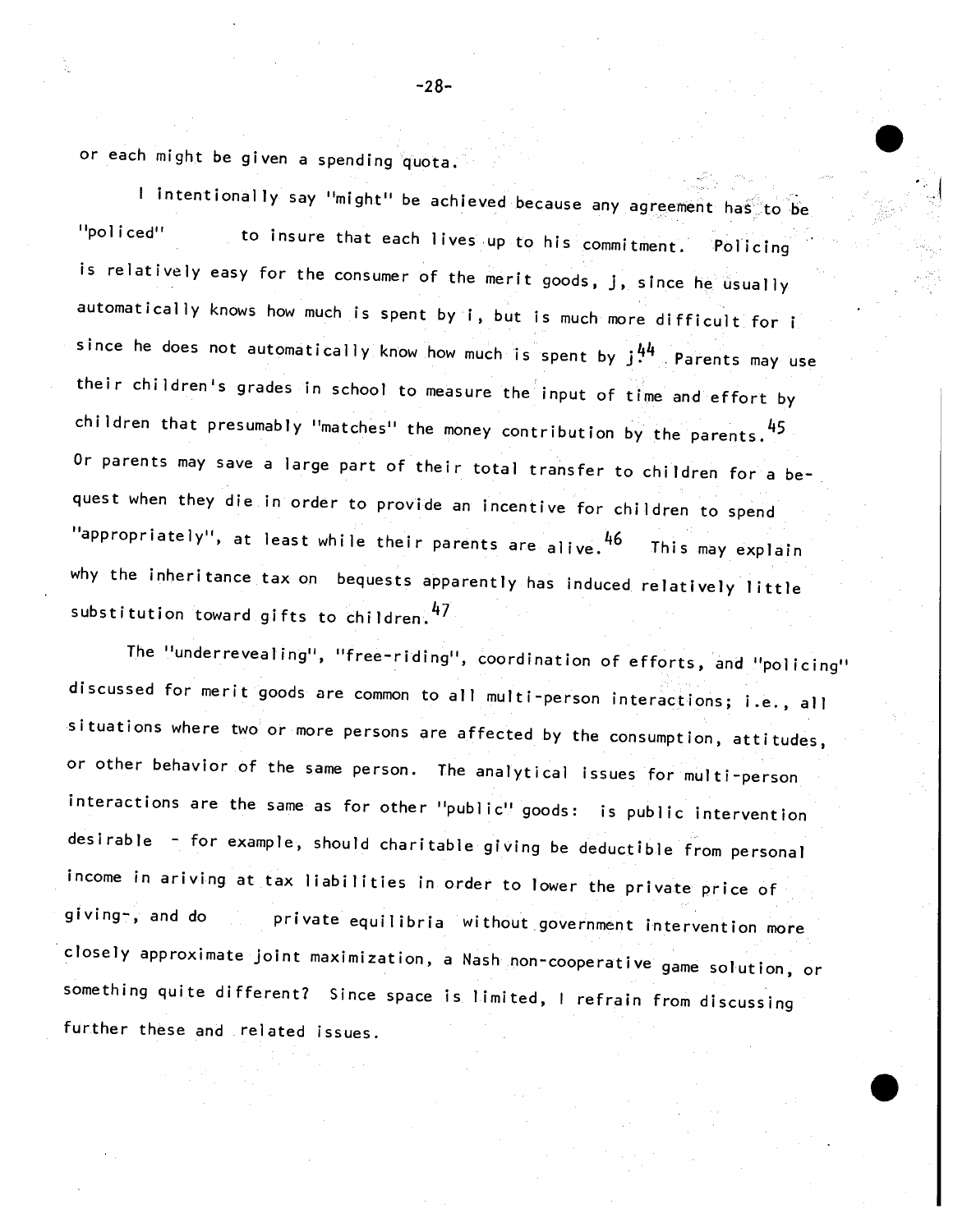or each might be given a spending quota.

I intentionally say "might" be achieved because any agreement has to be "policed" to insure that each lives up to his commitment. Policing is relatively easy for the consumer of the merit goods, $j$, since he usually automatically knows how much is spent by $i$, but is much more difficult for $i$ since he does not automatically know how much is spent by $j$.[44] Parents may use their children's grades in school to measure the input of time and effort by children that presumably "matches" the money contribution by the parents.[45] Or parents may save a large part of their total transfer to children for a bequest when they die in order to provide an incentive for children to spend "appropriately", at least while their parents are alive.[46] This may explain why the inheritance tax on bequests apparently has induced relatively little substitution toward gifts to children.[47]

The "underrevealing", "free-riding", coordination of efforts, and "policing" discussed for merit goods are common to all multi-person interactions; i.e., all situations where two or more persons are affected by the consumption, attitudes, or other behavior of the same person. The analytical issues for multi-person interactions are the same as for other "public" goods: is public intervention desirable - for example, should charitable giving be deductible from personal income in ariving at tax liabilities in order to lower the private price of giving-, and do private equilibria without government intervention more closely approximate joint maximization, a Nash non-cooperative game solution, or something quite different? Since space is limited, I refrain from discussing further these and related issues.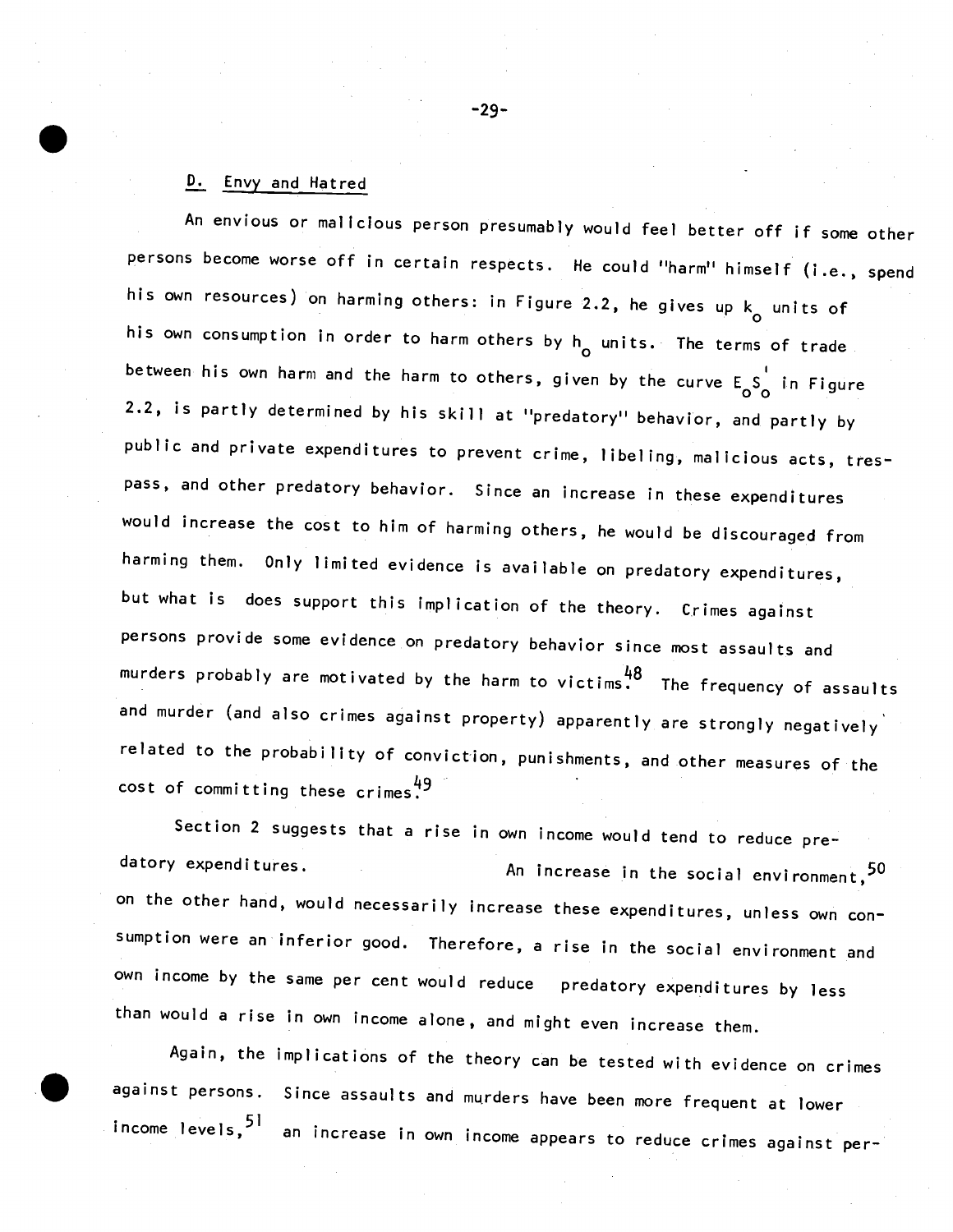## D. Envy and Hatred

An envious or malicious person presumably would feel better off if some other persons become worse off in certain respects. He could "harm" himself (i.e., spend his own resources) on harming others: in Figure 2.2, he gives up $k_o$ units of his own consumption in order to harm others by $h_o$ units. The terms of trade between his own harm and the harm to others, given by the curve $E_oS_o'$ in Figure 2.2, is partly determined by his skill at "predatory" behavior, and partly by public and private expenditures to prevent crime, libeling, malicious acts, trespass, and other predatory behavior. Since an increase in these expenditures would increase the cost to him of harming others, he would be discouraged from harming them. Only limited evidence is available on predatory expenditures, but what is does support this implication of the theory. Crimes against persons provide some evidence on predatory behavior since most assaults and murders probably are motivated by the harm to victims.[48] The frequency of assaults and murder (and also crimes against property) apparently are strongly negatively related to the probability of conviction, punishments, and other measures of the cost of committing these crimes.[49]

Section 2 suggests that a rise in own income would tend to reduce predatory expenditures. An increase in the social environment,[50] on the other hand, would necessarily increase these expenditures, unless own consumption were an inferior good. Therefore, a rise in the social environment and own income by the same per cent would reduce predatory expenditures by less than would a rise in own income alone, and might even increase them.

Again, the implications of the theory can be tested with evidence on crimes against persons. Since assaults and murders have been more frequent at lower income levels,[51] an increase in own income appears to reduce crimes against per-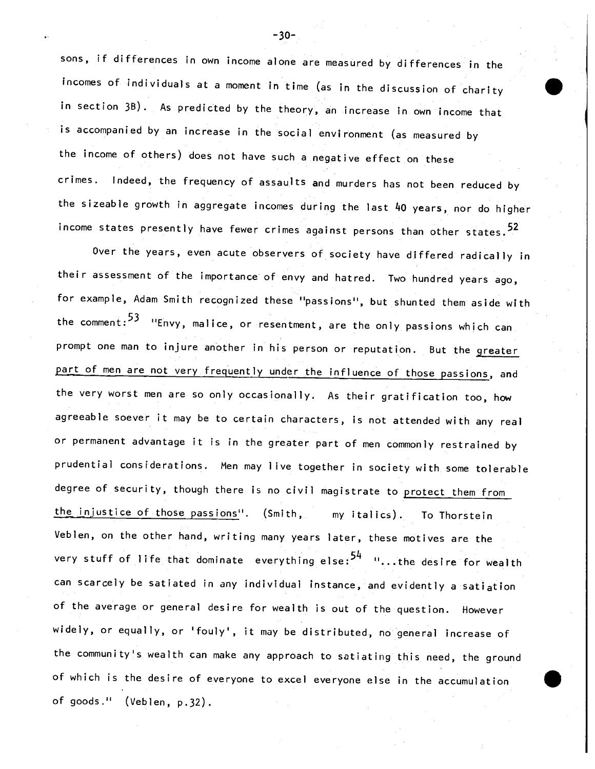sons, if differences in own income alone are measured by differences in the incomes of individuals at a moment in time (as in the discussion of charity in section 3B). As predicted by the theory, an increase in own income that is accompanied by an increase in the social environment (as measured by the income of others) does not have such a negative effect on these crimes. Indeed, the frequency of assaults and murders has not been reduced by the sizeable growth in aggregate incomes during the last 40 years, nor do higher income states presently have fewer crimes against persons than other states.[52]

Over the years, even acute observers of society have differed radically in their assessment of the importance of envy and hatred. Two hundred years ago, for example, Adam Smith recognized these "passions", but shunted them aside with the comment:[53] "Envy, malice, or resentment, are the only passions which can prompt one man to injure another in his person or reputation. But the *greater part of men are not very frequently under the influence of those passions*, and the very worst men are so only occasionally. As their gratification too, how agreeable soever it may be to certain characters, is not attended with any real or permanent advantage it is in the greater part of men commonly restrained by prudential considerations. Men may live together in society with some tolerable degree of security, though there is no civil magistrate to *protect them from the injustice of those passions*". (Smith, my italics). To Thorstein Veblen, on the other hand, writing many years later, these motives are the very stuff of life that dominate everything else:[54] "...the desire for wealth can scarcely be satiated in any individual instance, and evidently a satiation of the average or general desire for wealth is out of the question. However widely, or equally, or 'fouly', it may be distributed, no general increase of the community's wealth can make any approach to satiating this need, the ground of which is the desire of everyone to excel everyone else in the accumulation of goods." (Veblen, p.32).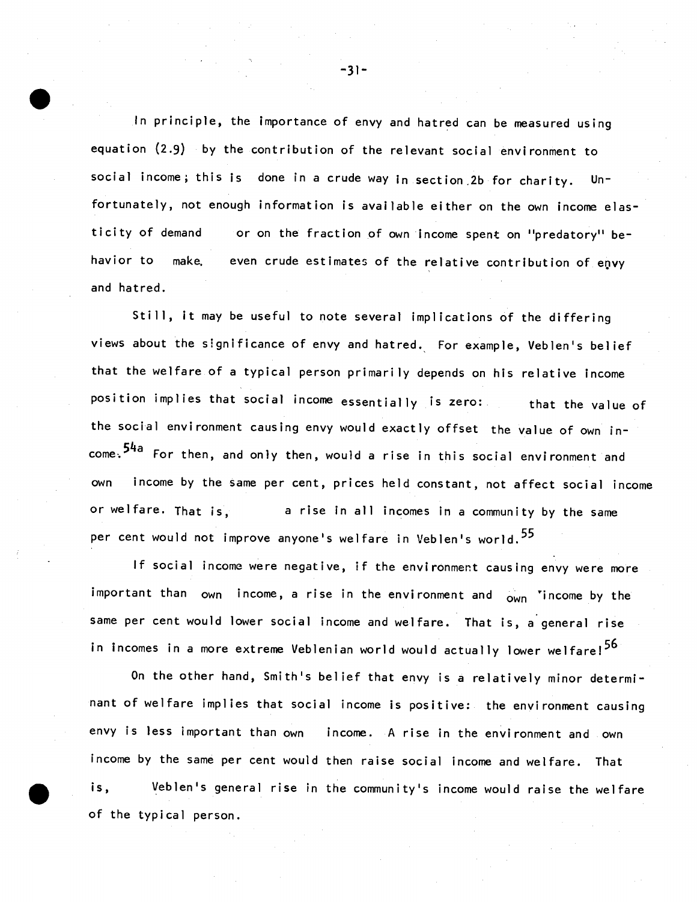In principle, the importance of envy and hatred can be measured using equation (2.9) by the contribution of the relevant social environment to social income; this is done in a crude way in section 2b for charity. Unfortunately, not enough information is available either on the own income elasticity of demand or on the fraction of own income spent on "predatory" behavior to make even crude estimates of the relative contribution of envy and hatred.

Still, it may be useful to note several implications of the differing views about the significance of envy and hatred. For example, Veblen's belief that the welfare of a typical person primarily depends on his relative income position implies that social income essentially is zero: that the value of the social environment causing envy would exactly offset the value of own income.[54a] For then, and only then, would a rise in this social environment and own income by the same per cent, prices held constant, not affect social income or welfare. That is, a rise in all incomes in a community by the same per cent would not improve anyone's welfare in Veblen's world.[55]

If social income were negative, if the environment causing envy were more important than own income, a rise in the environment and own income by the same per cent would lower social income and welfare. That is, a general rise in incomes in a more extreme Veblenian world would actually lower welfare![56]

On the other hand, Smith's belief that envy is a relatively minor determinant of welfare implies that social income is positive: the environment causing envy is less important than own income. A rise in the environment and own income by the same per cent would then raise social income and welfare. That is, Veblen's general rise in the community's income would raise the welfare of the typical person.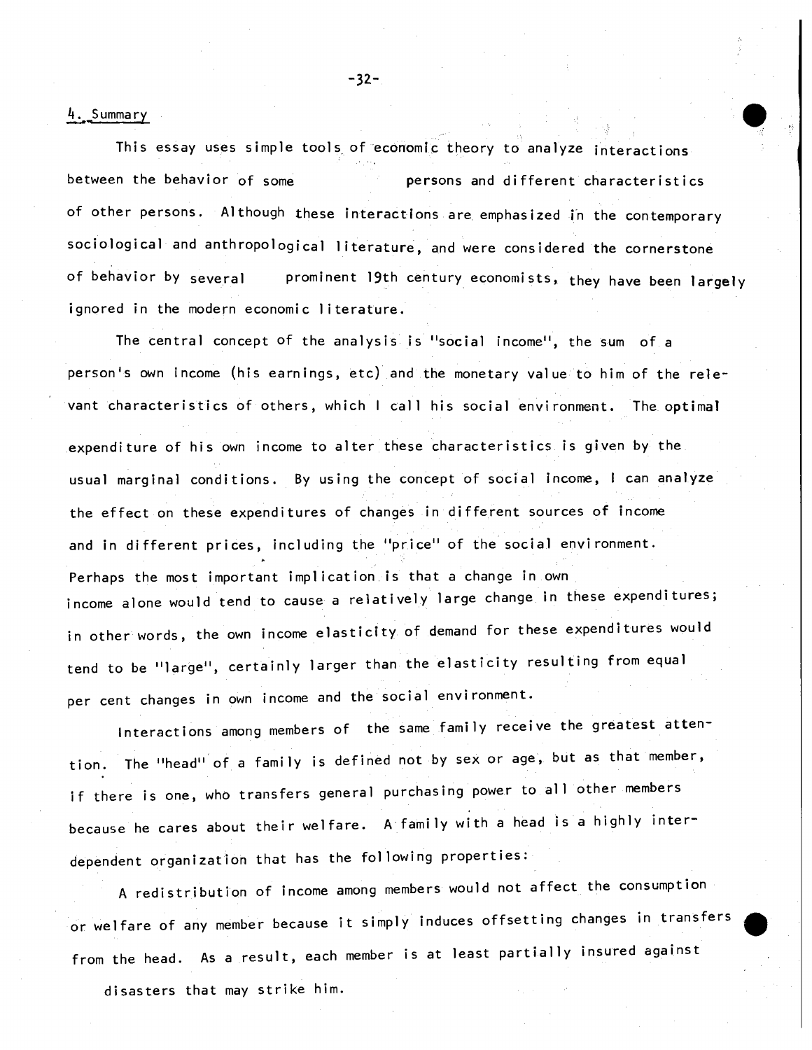## 4. Summary

This essay uses simple tools of economic theory to analyze interactions between the behavior of some persons and different characteristics of other persons. Although these interactions are emphasized in the contemporary sociological and anthropological literature, and were considered the cornerstone of behavior by several prominent 19th century economists, they have been largely ignored in the modern economic literature.

The central concept of the analysis is "social income", the sum of a person's own income (his earnings, etc) and the monetary value to him of the relevant characteristics of others, which I call his social environment. The optimal expenditure of his own income to alter these characteristics is given by the usual marginal conditions. By using the concept of social income, I can analyze the effect on these expenditures of changes in different sources of income and in different prices, including the "price" of the social environment. Perhaps the most important implication is that a change in own income alone would tend to cause a relatively large change in these expenditures; in other words, the own income elasticity of demand for these expenditures would tend to be "large", certainly larger than the elasticity resulting from equal per cent changes in own income and the social environment.

Interactions among members of the same family receive the greatest attention. The "head" of a family is defined not by sex or age, but as that member, if there is one, who transfers general purchasing power to all other members because he cares about their welfare. A family with a head is a highly interdependent organization that has the following properties:

A redistribution of income among members would not affect the consumption or welfare of any member because it simply induces offsetting changes in transfers from the head. As a result, each member is at least partially insured against disasters that may strike him.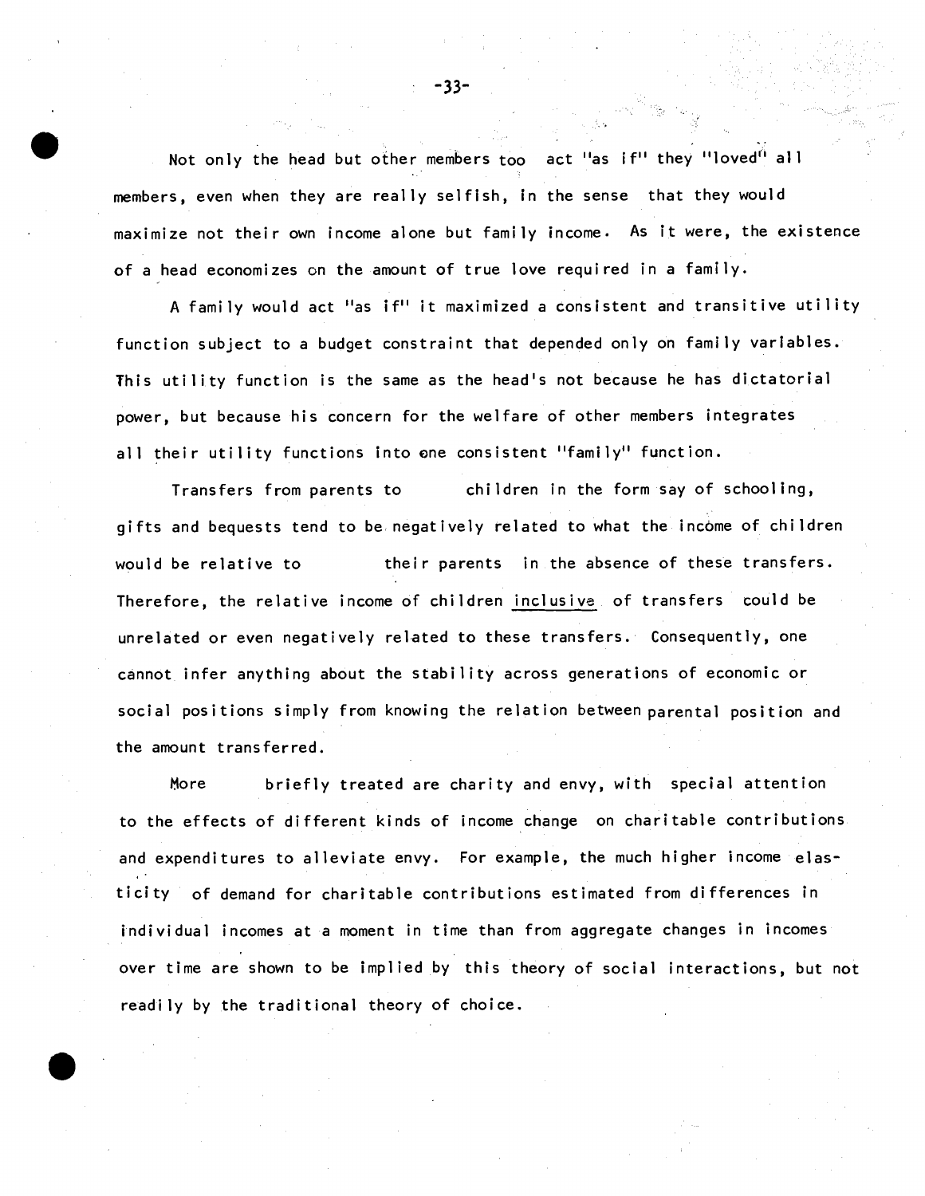Not only the head but other members too act "as if" they "loved" all members, even when they are really selfish, in the sense that they would maximize not their own income alone but family income. As it were, the existence of a head economizes on the amount of true love required in a family.

A family would act "as if" it maximized a consistent and transitive utility function subject to a budget constraint that depended only on family variables. This utility function is the same as the head's not because he has dictatorial power, but because his concern for the welfare of other members integrates all their utility functions into one consistent "family" function.

Transfers from parents to children in the form say of schooling, gifts and bequests tend to be negatively related to what the income of children would be relative to their parents in the absence of these transfers. Therefore, the relative income of children <u>inclusive</u> of transfers could be unrelated or even negatively related to these transfers. Consequently, one cannot infer anything about the stability across generations of economic or social positions simply from knowing the relation between parental position and the amount transferred.

More briefly treated are charity and envy, with special attention to the effects of different kinds of income change on charitable contributions and expenditures to alleviate envy. For example, the much higher income elasticity of demand for charitable contributions estimated from differences in individual incomes at a moment in time than from aggregate changes in incomes over time are shown to be implied by this theory of social interactions, but not readily by the traditional theory of choice.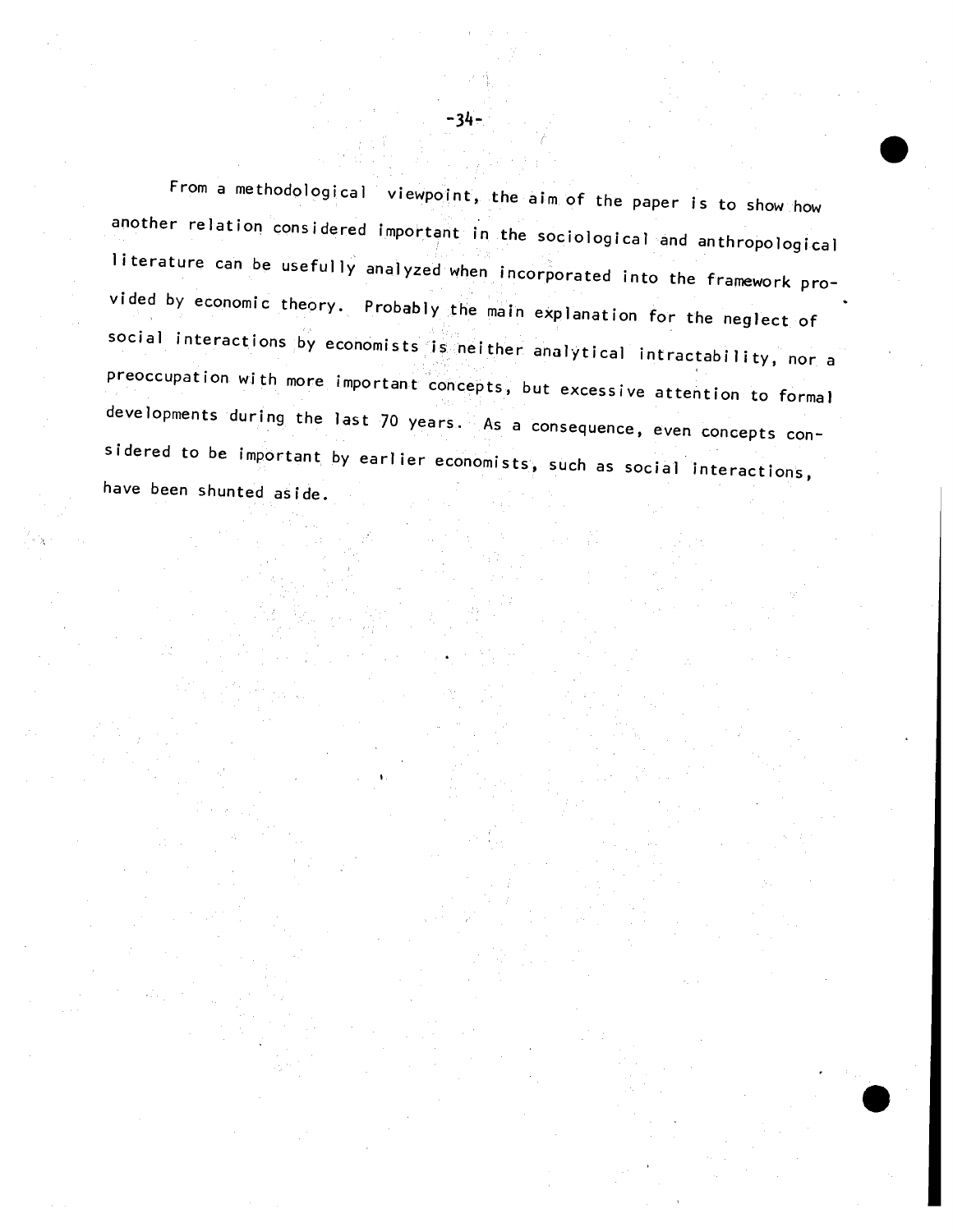From a methodological viewpoint, the aim of the paper is to show how another relation considered important in the sociological and anthropological literature can be usefully analyzed when incorporated into the framework provided by economic theory. Probably the main explanation for the neglect of social interactions by economists is neither analytical intractability, nor a preoccupation with more important concepts, but excessive attention to formal developments during the last 70 years. As a consequence, even concepts considered to be important by earlier economists, such as social interactions, have been shunted aside.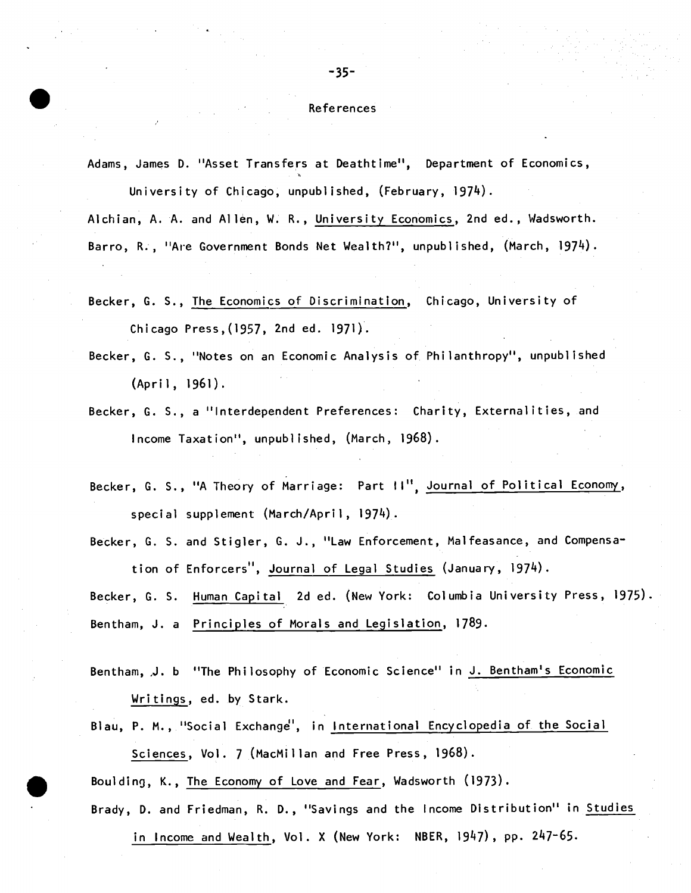# References

Adams, James D. "Asset Transfers at Deathtime", Department of Economics, University of Chicago, unpublished, (February, 1974).

Alchian, A. A. and Allen, W. R., University Economics, 2nd ed., Wadsworth.

Barro, R., "Are Government Bonds Net Wealth?", unpublished, (March, 1974).

Becker, G. S., The Economics of Discrimination, Chicago, University of Chicago Press,(1957, 2nd ed. 1971).

Becker, G. S., "Notes on an Economic Analysis of Philanthropy", unpublished (April, 1961).

Becker, G. S., a "Interdependent Preferences: Charity, Externalities, and Income Taxation", unpublished, (March, 1968).

Becker, G. S., "A Theory of Marriage: Part II", Journal of Political Economy, special supplement (March/April, 1974).

Becker, G. S. and Stigler, G. J., "Law Enforcement, Malfeasance, and Compensation of Enforcers", Journal of Legal Studies (January, 1974).

Becker, G. S. Human Capital 2d ed. (New York: Columbia University Press, 1975).

Bentham, J. a Principles of Morals and Legislation, 1789.

Bentham, J. b "The Philosophy of Economic Science" in J. Bentham's Economic Writings, ed. by Stark.

Blau, P. M., "Social Exchange", in International Encyclopedia of the Social Sciences, Vol. 7 (MacMillan and Free Press, 1968).

Boulding, K., The Economy of Love and Fear, Wadsworth (1973).

Brady, D. and Friedman, R. D., "Savings and the Income Distribution" in Studies in Income and Wealth, Vol. X (New York: NBER, 1947), pp. 247-65.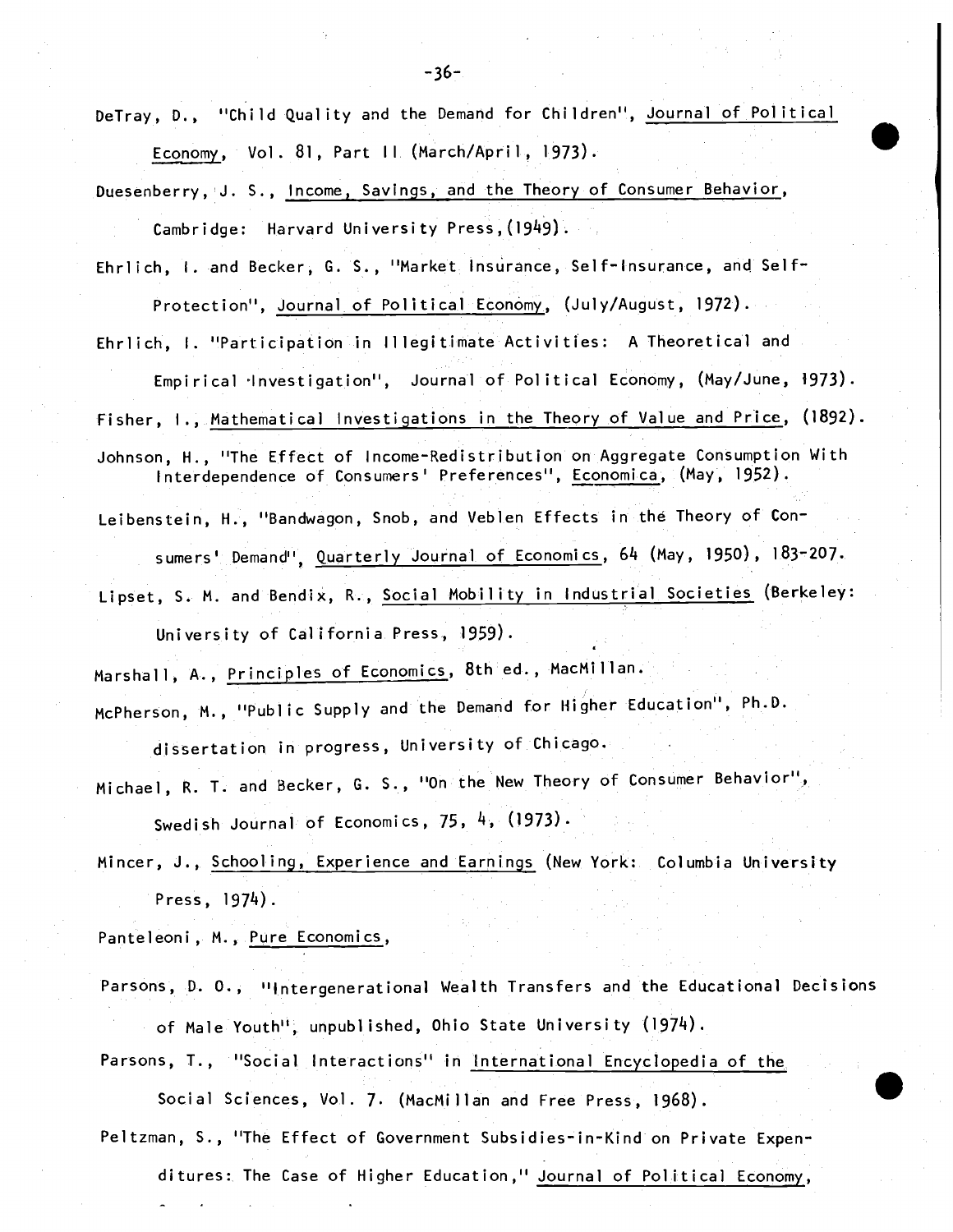DeTray, D., "Child Quality and the Demand for Children", Journal of Political Economy, Vol. 81, Part II (March/April, 1973).

Duesenberry, J. S., Income, Savings, and the Theory of Consumer Behavior, Cambridge: Harvard University Press,(1949).

Ehrlich, I. and Becker, G. S., "Market Insurance, Self-Insurance, and Self-Protection", Journal of Political Economy, (July/August, 1972).

Ehrlich, I. "Participation in Illegitimate Activities: A Theoretical and Empirical Investigation", Journal of Political Economy, (May/June, 1973).

Fisher, I., Mathematical Investigations in the Theory of Value and Price, (1892).

Johnson, H., "The Effect of Income-Redistribution on Aggregate Consumption With Interdependence of Consumers' Preferences", Economica, (May, 1952).

Leibenstein, H., "Bandwagon, Snob, and Veblen Effects in the Theory of Consumers' Demand", Quarterly Journal of Economics, 64 (May, 1950), 183-207.

Lipset, S. M. and Bendix, R., Social Mobility in Industrial Societies (Berkeley: University of California Press, 1959).

Marshall, A., Principles of Economics, 8th ed., MacMillan.

McPherson, M., "Public Supply and the Demand for Higher Education", Ph.D. dissertation in progress, University of Chicago.

Michael, R. T. and Becker, G. S., "On the New Theory of Consumer Behavior", Swedish Journal of Economics, 75, 4, (1973).

Mincer, J., Schooling, Experience and Earnings (New York: Columbia University Press, 1974).

Panteleoni, M., Pure Economics,

Parsons, D. O., "Intergenerational Wealth Transfers and the Educational Decisions of Male Youth", unpublished, Ohio State University (1974).

Parsons, T., "Social Interactions" in International Encyclopedia of the Social Sciences, Vol. 7. (MacMillan and Free Press, 1968).

Peltzman, S., "The Effect of Government Subsidies-in-Kind on Private Expenditures: The Case of Higher Education," Journal of Political Economy,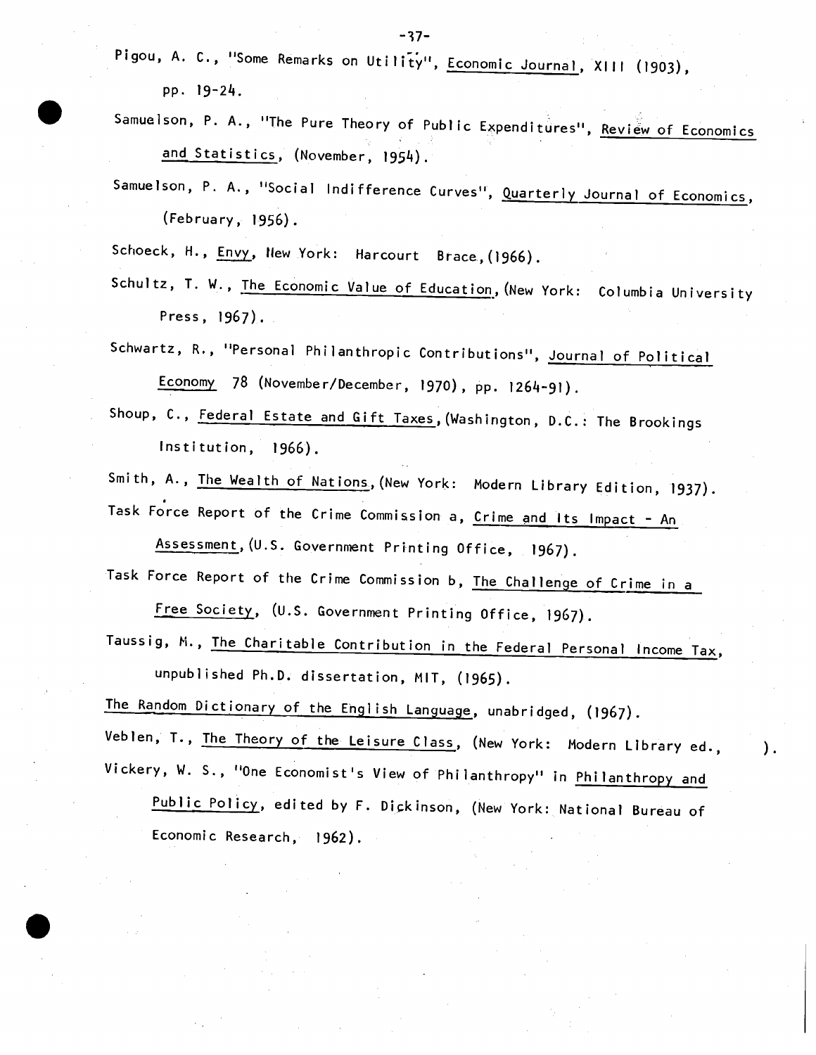Pigou, A. C., "Some Remarks on Utility", Economic Journal, XIII (1903), pp. 19-24.

Samuelson, P. A., "The Pure Theory of Public Expenditures", Review of Economics and Statistics, (November, 1954).

Samuelson, P. A., "Social Indifference Curves", Quarterly Journal of Economics, (February, 1956).

Schoeck, H., Envy, New York: Harcourt Brace, (1966).

Schultz, T. W., The Economic Value of Education, (New York: Columbia University Press, 1967).

Schwartz, R., "Personal Philanthropic Contributions", Journal of Political Economy 78 (November/December, 1970), pp. 1264-91).

Shoup, C., Federal Estate and Gift Taxes, (Washington, D.C.: The Brookings Institution, 1966).

Smith, A., The Wealth of Nations, (New York: Modern Library Edition, 1937).

Task Force Report of the Crime Commission a, Crime and Its Impact - An Assessment, (U.S. Government Printing Office, 1967).

Task Force Report of the Crime Commission b, The Challenge of Crime in a Free Society, (U.S. Government Printing Office, 1967).

Taussig, M., The Charitable Contribution in the Federal Personal Income Tax, unpublished Ph.D. dissertation, MIT, (1965).

The Random Dictionary of the English Language, unabridged, (1967).

Veblen, T., The Theory of the Leisure Class, (New York: Modern Library ed., ).

Vickery, W. S., "One Economist's View of Philanthropy" in Philanthropy and Public Policy, edited by F. Dickinson, (New York: National Bureau of Economic Research, 1962).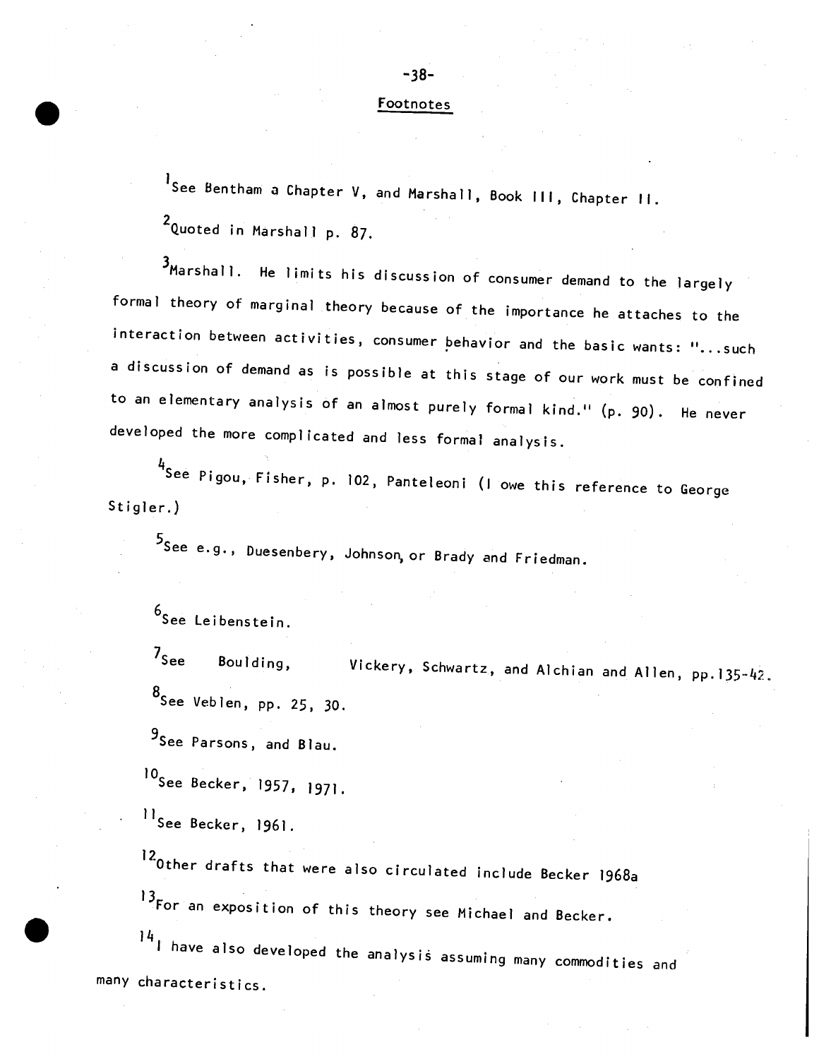## Footnotes

[1]See Bentham a Chapter V, and Marshall, Book III, Chapter II.

[2]Quoted in Marshall p. 87.

[3]Marshall. He limits his discussion of consumer demand to the largely formal theory of marginal theory because of the importance he attaches to the interaction between activities, consumer behavior and the basic wants: "...such a discussion of demand as is possible at this stage of our work must be confined to an elementary analysis of an almost purely formal kind." (p. 90). He never developed the more complicated and less formal analysis.

[4]See Pigou, Fisher, p. 102, Panteleoni (I owe this reference to George Stigler.)

[5]See e.g., Duesenbery, Johnson, or Brady and Friedman.

[6]See Leibenstein.

[7]See Boulding, Vickery, Schwartz, and Alchian and Allen, pp.135-42.

[8]See Veblen, pp. 25, 30.

[9]See Parsons, and Blau.

[10]See Becker, 1957, 1971.

[11]See Becker, 1961.

[12]Other drafts that were also circulated include Becker 1968a

[13]For an exposition of this theory see Michael and Becker.

[14]I have also developed the analysis assuming many commodities and many characteristics.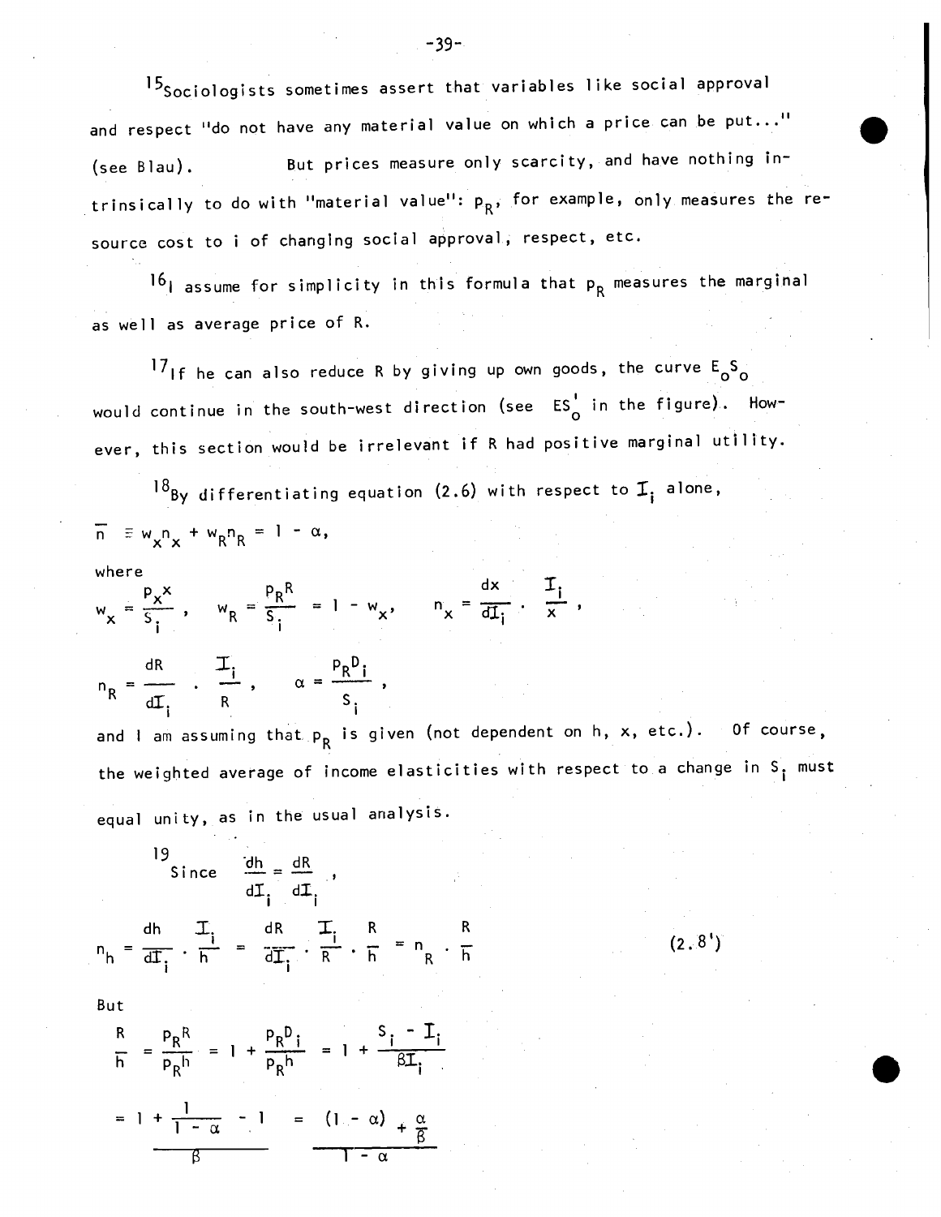[15]Sociologists sometimes assert that variables like social approval and respect "do not have any material value on which a price can be put..." (see Blau). But prices measure only scarcity, and have nothing intrinsically to do with "material value": $p_R$, for example, only measures the resource cost to i of changing social approval, respect, etc.

[16]I assume for simplicity in this formula that $p_R$ measures the marginal as well as average price of R.

[17]If he can also reduce R by giving up own goods, the curve $E_oS_o$ would continue in the south-west direction (see $ES_o'$ in the figure). However, this section would be irrelevant if R had positive marginal utility.

[18]By differentiating equation (2.6) with respect to $I_i$ alone,

$$\bar{n} \equiv w_x n_x + w_R n_R = 1 - \alpha,$$

where

$$w_x = \frac{p_x x}{S_i}, \quad w_R = \frac{p_R R}{S_i} = 1 - w_x, \quad n_x = \frac{dx}{dI_i} \cdot \frac{I_i}{x},$$

$$n_R = \frac{dR}{dI_i} \cdot \frac{I_i}{R}, \quad \alpha = \frac{p_R D_i}{S_i},$$

and I am assuming that $p_R$ is given (not dependent on h, x, etc.). Of course, the weighted average of income elasticities with respect to a change in $S_i$ must equal unity, as in the usual analysis.

[19]Since $\dfrac{dh}{dI_i} = \dfrac{dR}{dI_i}$,

$$n_h = \frac{dh}{dI_i} \cdot \frac{I_i}{h} = \frac{dR}{dI_i} \cdot \frac{I_i}{R} \cdot \frac{R}{h} = n_R \cdot \frac{R}{h} \tag{2.8'}$$

But

$$\frac{R}{h} = \frac{p_R R}{p_R h} = 1 + \frac{p_R D_i}{p_R h} = 1 + \frac{S_i - I_i}{\beta I_i}$$

$$= 1 + \frac{\frac{1}{1-\alpha} - 1}{\beta} = \frac{(1-\alpha) + \frac{\alpha}{\beta}}{1 - \alpha}$$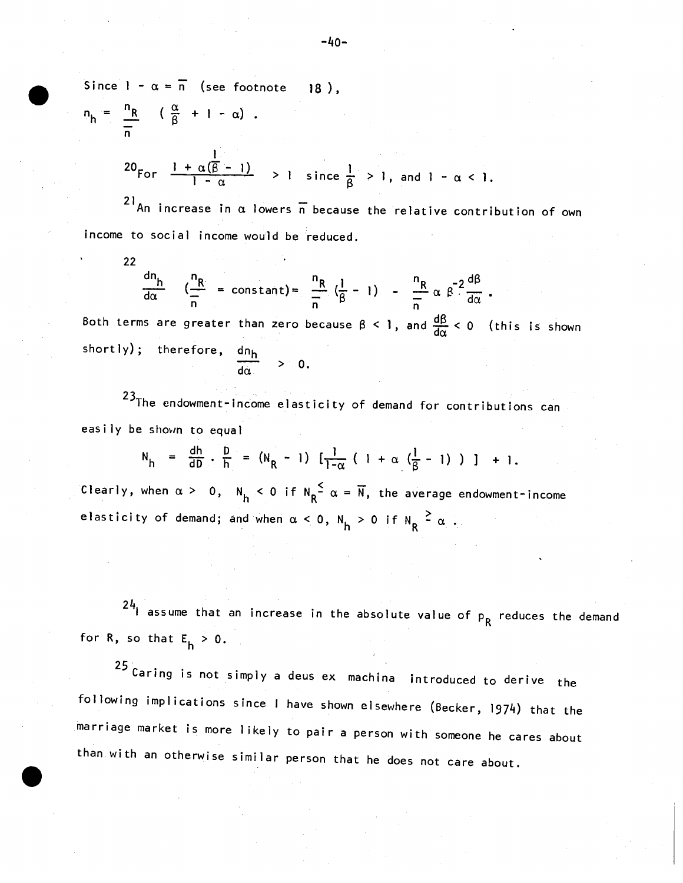Since $1 - \alpha = \bar{n}$ (see footnote 18),

$$n_h = \frac{n_R}{\bar{n}} \left( \frac{\alpha}{\beta} + 1 - \alpha \right) .$$

[20] For $\dfrac{1 + \alpha(\frac{1}{\beta} - 1)}{1 - \alpha} > 1$ since $\frac{1}{\beta} > 1$, and $1 - \alpha < 1$.

[21] An increase in $\alpha$ lowers $\bar{n}$ because the relative contribution of own income to social income would be reduced.

[22]

$$\frac{dn_h}{d\alpha} \quad \left(\frac{n_R}{\bar{n}} = \text{constant}\right) = \frac{n_R}{\bar{n}} \left(\frac{1}{\beta} - 1\right) - \frac{n_R}{\bar{n}} \alpha \beta^{-2} \frac{d\beta}{d\alpha} .$$

Both terms are greater than zero because $\beta < 1$, and $\frac{d\beta}{d\alpha} < 0$ (this is shown shortly); therefore, $\dfrac{dn_h}{d\alpha} > 0$.

[23] The endowment-income elasticity of demand for contributions can easily be shown to equal

$$N_h = \frac{dh}{dD} \cdot \frac{D}{h} = (N_R - 1) \left[\frac{1}{1-\alpha} \left( 1 + \alpha \left(\frac{1}{\beta} - 1\right) \right) \right] + 1.$$

Clearly, when $\alpha > 0$, $N_h < 0$ if $N_R \lesseqgtr \alpha = \bar{N}$, the average endowment-income elasticity of demand; and when $\alpha < 0$, $N_h > 0$ if $N_R \gtreqless \alpha$.

[24] I assume that an increase in the absolute value of $p_R$ reduces the demand for R, so that $E_h > 0$.

[25] Caring is not simply a deus ex machina introduced to derive the following implications since I have shown elsewhere (Becker, 1974) that the marriage market is more likely to pair a person with someone he cares about than with an otherwise similar person that he does not care about.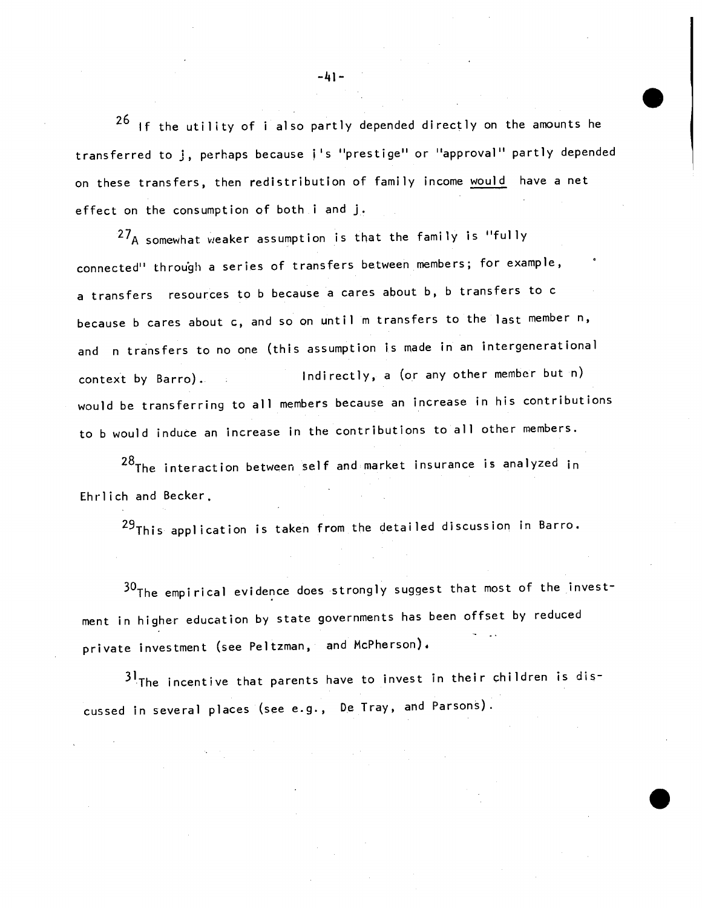[26] If the utility of i also partly depended directly on the amounts he transferred to j, perhaps because i's "prestige" or "approval" partly depended on these transfers, then redistribution of family income would have a net effect on the consumption of both i and j.

[27] A somewhat weaker assumption is that the family is "fully connected" through a series of transfers between members; for example, a transfers resources to b because a cares about b, b transfers to c because b cares about c, and so on until m transfers to the last member n, and n transfers to no one (this assumption is made in an intergenerational context by Barro). Indirectly, a (or any other member but n) would be transferring to all members because an increase in his contributions to b would induce an increase in the contributions to all other members.

[28] The interaction between self and market insurance is analyzed in Ehrlich and Becker.

[29] This application is taken from the detailed discussion in Barro.

[30] The empirical evidence does strongly suggest that most of the investment in higher education by state governments has been offset by reduced private investment (see Peltzman, and McPherson).

[31] The incentive that parents have to invest in their children is discussed in several places (see e.g., De Tray, and Parsons).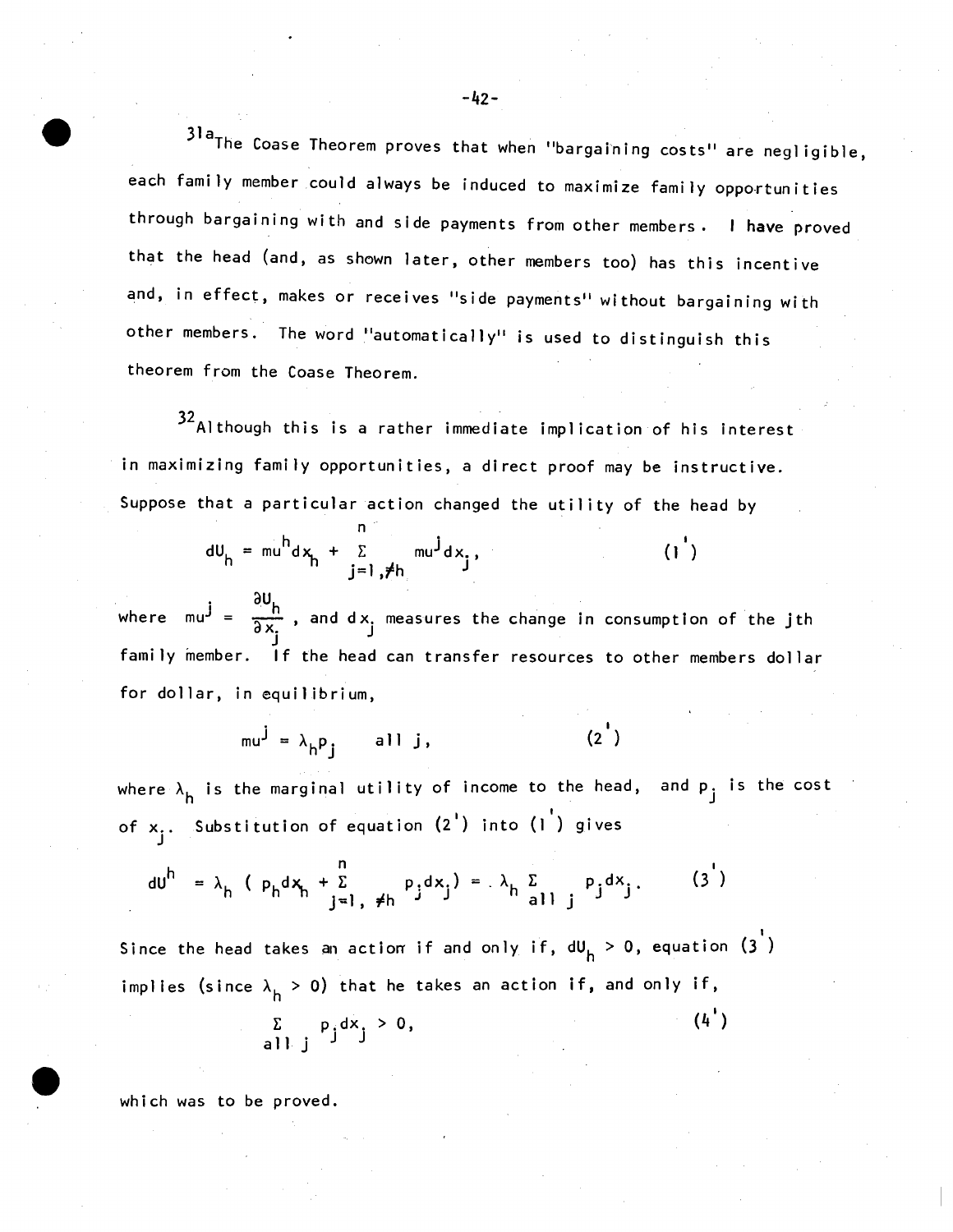[31a]The Coase Theorem proves that when "bargaining costs" are negligible, each family member could always be induced to maximize family opportunities through bargaining with and side payments from other members. I have proved that the head (and, as shown later, other members too) has this incentive and, in effect, makes or receives "side payments" without bargaining with other members. The word "automatically" is used to distinguish this theorem from the Coase Theorem.

[32]Although this is a rather immediate implication of his interest in maximizing family opportunities, a direct proof may be instructive. Suppose that a particular action changed the utility of the head by

$$dU_h = mu^h dx_h + \sum_{j=1, \neq h}^{n} mu^j dx_j, \qquad (1')$$

where $mu^j = \frac{\partial U_h}{\partial x_j}$, and $dx_j$ measures the change in consumption of the jth family member. If the head can transfer resources to other members dollar for dollar, in equilibrium,

$$mu^j = \lambda_h p_j \quad \text{all } j, \qquad (2')$$

where $\lambda_h$ is the marginal utility of income to the head, and $p_j$ is the cost of $x_j$. Substitution of equation (2') into (1') gives

$$dU^h = \lambda_h \left( p_h dx_h + \sum_{j=1, \neq h}^{n} p_j dx_j \right) = \lambda_h \sum_{\text{all } j} p_j dx_j. \qquad (3')$$

Since the head takes an action if and only if, $dU_h > 0$, equation (3') implies (since $\lambda_h > 0$) that he takes an action if, and only if,

$$\sum_{\text{all } j} p_j dx_j > 0, \qquad (4')$$

which was to be proved.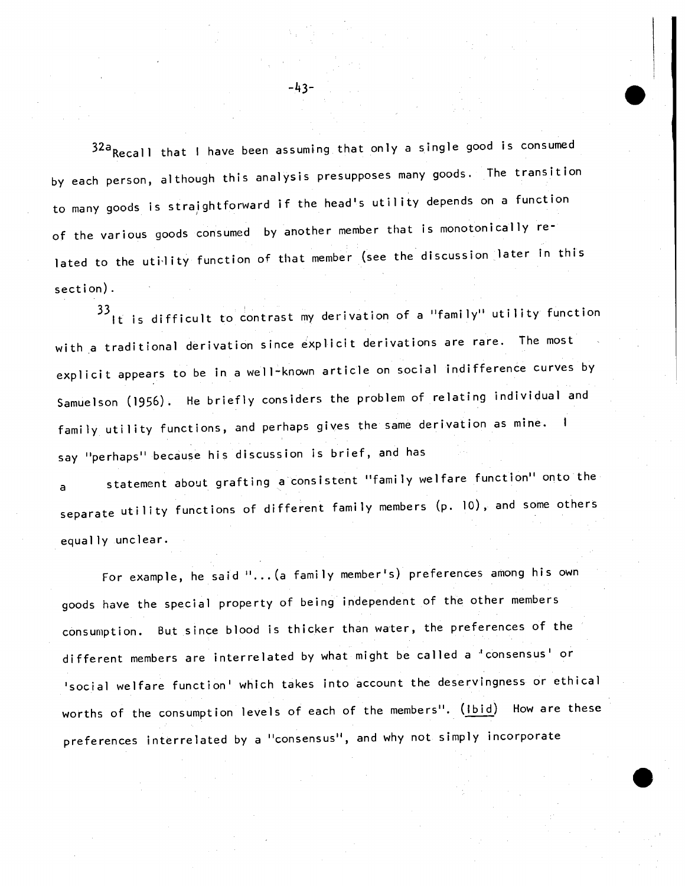[32a]Recall that I have been assuming that only a single good is consumed by each person, although this analysis presupposes many goods. The transition to many goods is straightforward if the head's utility depends on a function of the various goods consumed by another member that is monotonically related to the utility function of that member (see the discussion later in this section).

[33]It is difficult to contrast my derivation of a "family" utility function with a traditional derivation since explicit derivations are rare. The most explicit appears to be in a well-known article on social indifference curves by Samuelson (1956). He briefly considers the problem of relating individual and family utility functions, and perhaps gives the same derivation as mine. I say "perhaps" because his discussion is brief, and has a statement about grafting a consistent "family welfare function" onto the separate utility functions of different family members (p. 10), and some others equally unclear.

For example, he said "...(a family member's) preferences among his own goods have the special property of being independent of the other members consumption. But since blood is thicker than water, the preferences of the different members are interrelated by what might be called a 'consensus' or 'social welfare function' which takes into account the deservingness or ethical worths of the consumption levels of each of the members". (Ibid) How are these preferences interrelated by a "consensus", and why not simply incorporate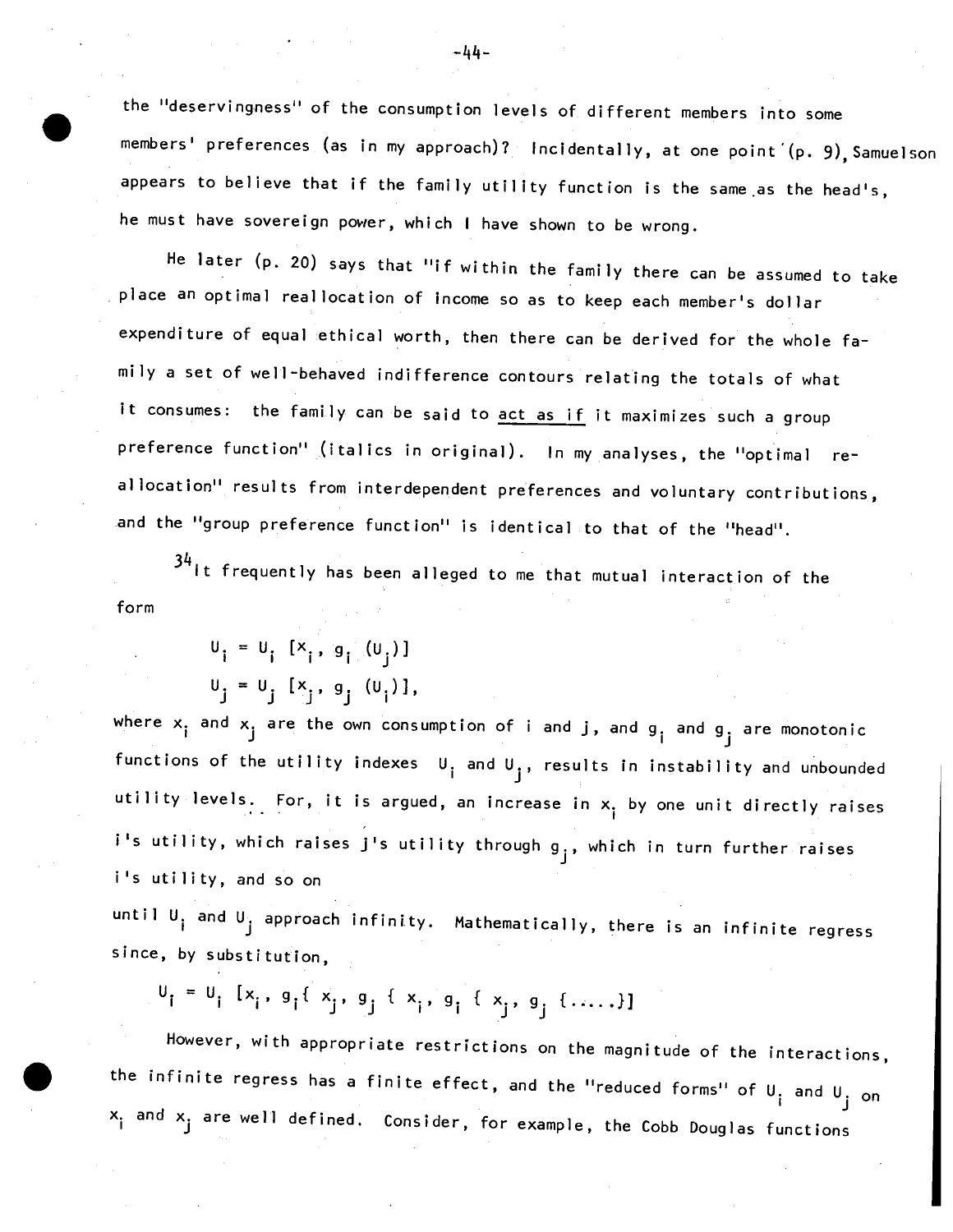the "deservingness" of the consumption levels of different members into some members' preferences (as in my approach)? Incidentally, at one point (p. 9), Samuelson appears to believe that if the family utility function is the same as the head's, he must have sovereign power, which I have shown to be wrong.

He later (p. 20) says that "if within the family there can be assumed to take place an optimal reallocation of income so as to keep each member's dollar expenditure of equal ethical worth, then there can be derived for the whole family a set of well-behaved indifference contours relating the totals of what it consumes: the family can be said to act as if it maximizes such a group preference function" (italics in original). In my analyses, the "optimal reallocation" results from interdependent preferences and voluntary contributions, and the "group preference function" is identical to that of the "head".

[34]It frequently has been alleged to me that mutual interaction of the form

$$U_i = U_i\ [x_i,\ g_i\ (U_j)]$$
$$U_j = U_j\ [x_j,\ g_j\ (U_i)],$$

where $x_i$ and $x_j$ are the own consumption of i and j, and $g_i$ and $g_j$ are monotonic functions of the utility indexes $U_i$ and $U_j$, results in instability and unbounded utility levels. For, it is argued, an increase in $x_i$ by one unit directly raises i's utility, which raises j's utility through $g_j$, which in turn further raises i's utility, and so on until $U_i$ and $U_j$ approach infinity. Mathematically, there is an infinite regress since, by substitution,

$$U_i = U_i\ [x_i,\ g_i\{\ x_j,\ g_j\ \{\ x_i,\ g_i\ \{\ x_j,\ g_j\ \{.....\}]$$

However, with appropriate restrictions on the magnitude of the interactions, the infinite regress has a finite effect, and the "reduced forms" of $U_i$ and $U_j$ on $x_i$ and $x_j$ are well defined. Consider, for example, the Cobb Douglas functions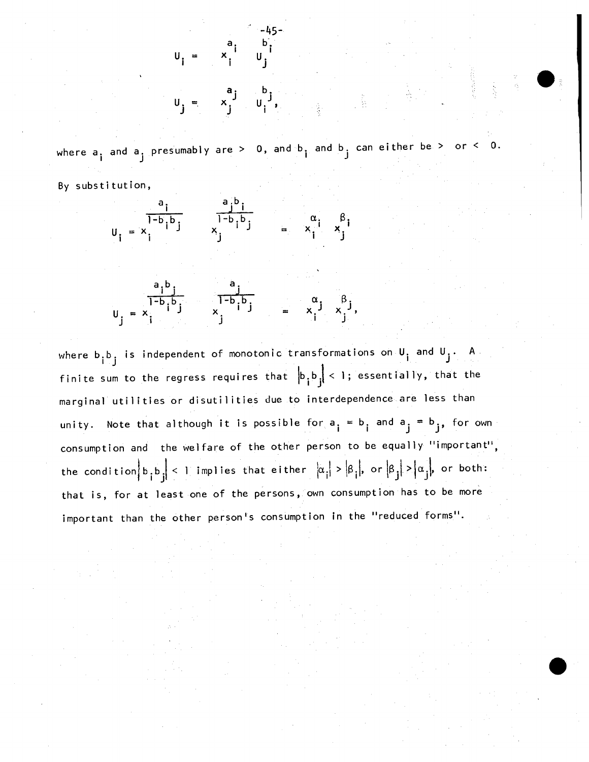$$U_i = x_i^{a_i} U_j^{b_i}$$

$$U_j = x_j^{a_j} U_i^{b_j},$$

where $a_i$ and $a_j$ presumably are > 0, and $b_i$ and $b_j$ can either be > or < 0.

By substitution,

$$U_i = x_i^{\frac{a_i}{1-b_ib_j}} x_j^{\frac{a_jb_i}{1-b_ib_j}} = x_i^{\alpha_i} x_j^{\beta_i}$$

$$U_j = x_i^{\frac{a_ib_j}{1-b_ib_j}} x_j^{\frac{a_j}{1-b_ib_j}} = x_i^{\alpha_j} x_j^{\beta_j},$$

where $b_ib_j$ is independent of monotonic transformations on $U_i$ and $U_j$. A finite sum to the regress requires that $|b_ib_j| < 1$; essentially, that the marginal utilities or disutilities due to interdependence are less than unity. Note that although it is possible for $a_i = b_i$ and $a_j = b_j$, for own consumption and the welfare of the other person to be equally "important", the condition $|b_ib_j| < 1$ implies that either $|\alpha_i| > |\beta_i|$, or $|\beta_j| > |\alpha_j|$, or both: that is, for at least one of the persons, own consumption has to be more important than the other person's consumption in the "reduced forms".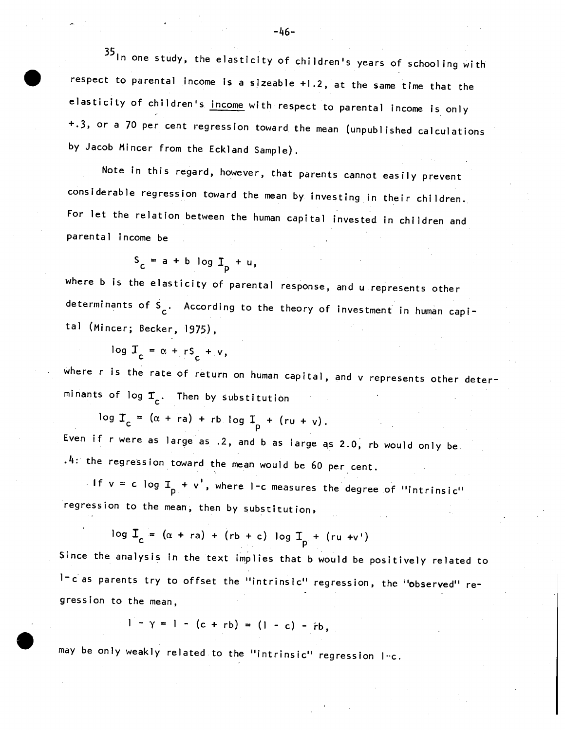[35] In one study, the elasticity of children's years of schooling with respect to parental income is a sizeable +1.2, at the same time that the elasticity of children's income with respect to parental income is only +.3, or a 70 per cent regression toward the mean (unpublished calculations by Jacob Mincer from the Eckland Sample).

Note in this regard, however, that parents cannot easily prevent considerable regression toward the mean by investing in their children. For let the relation between the human capital invested in children and parental income be

$$S_c = a + b \log I_p + u,$$

where b is the elasticity of parental response, and u represents other determinants of $S_c$. According to the theory of investment in human capital (Mincer; Becker, 1975),

$$\log I_c = \alpha + rS_c + v,$$

where r is the rate of return on human capital, and v represents other determinants of $\log I_c$. Then by substitution

$$\log I_c = (\alpha + ra) + rb \log I_p + (ru + v).$$

Even if r were as large as .2, and b as large as 2.0, rb would only be .4: the regression toward the mean would be 60 per cent.

If $v = c \log I_p + v'$, where $1-c$ measures the degree of "intrinsic" regression to the mean, then by substitution,

$$\log I_c = (\alpha + ra) + (rb + c) \log I_p + (ru + v')$$

Since the analysis in the text implies that b would be positively related to $1-c$ as parents try to offset the "intrinsic" regression, the "observed" regression to the mean,

$$1 - \gamma = 1 - (c + rb) = (1 - c) - rb,$$

may be only weakly related to the "intrinsic" regression $1-c$.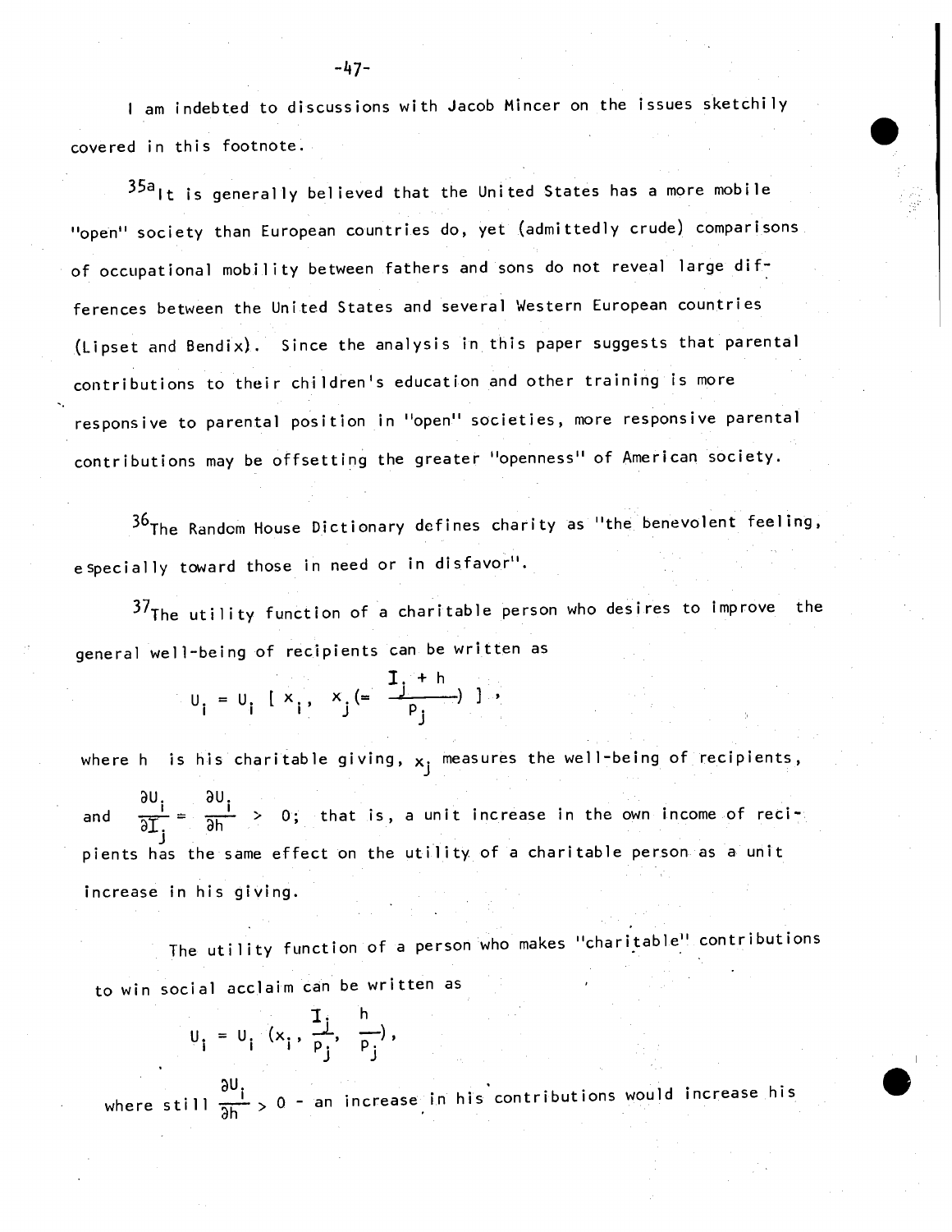I am indebted to discussions with Jacob Mincer on the issues sketchily covered in this footnote.

[35a] It is generally believed that the United States has a more mobile "open" society than European countries do, yet (admittedly crude) comparisons of occupational mobility between fathers and sons do not reveal large differences between the United States and several Western European countries (Lipset and Bendix). Since the analysis in this paper suggests that parental contributions to their children's education and other training is more responsive to parental position in "open" societies, more responsive parental contributions may be offsetting the greater "openness" of American society.

[36] The Random House Dictionary defines charity as "the benevolent feeling, especially toward those in need or in disfavor".

[37] The utility function of a charitable person who desires to improve the general well-being of recipients can be written as

$$U_i = U_i \left[ x_i,\ x_j \left(= \frac{I_j + h}{p_j}\right) \right],$$

where h is his charitable giving, $x_j$ measures the well-being of recipients, and $\frac{\partial U_i}{\partial I_j} = \frac{\partial U_i}{\partial h} > 0$; that is, a unit increase in the own income of recipients has the same effect on the utility of a charitable person as a unit increase in his giving.

The utility function of a person who makes "charitable" contributions to win social acclaim can be written as

$$U_i = U_i \left(x_i,\ \frac{I_j}{p_j},\ \frac{h}{p_j}\right),$$

where still $\frac{\partial U_i}{\partial h} > 0$ - an increase in his contributions would increase his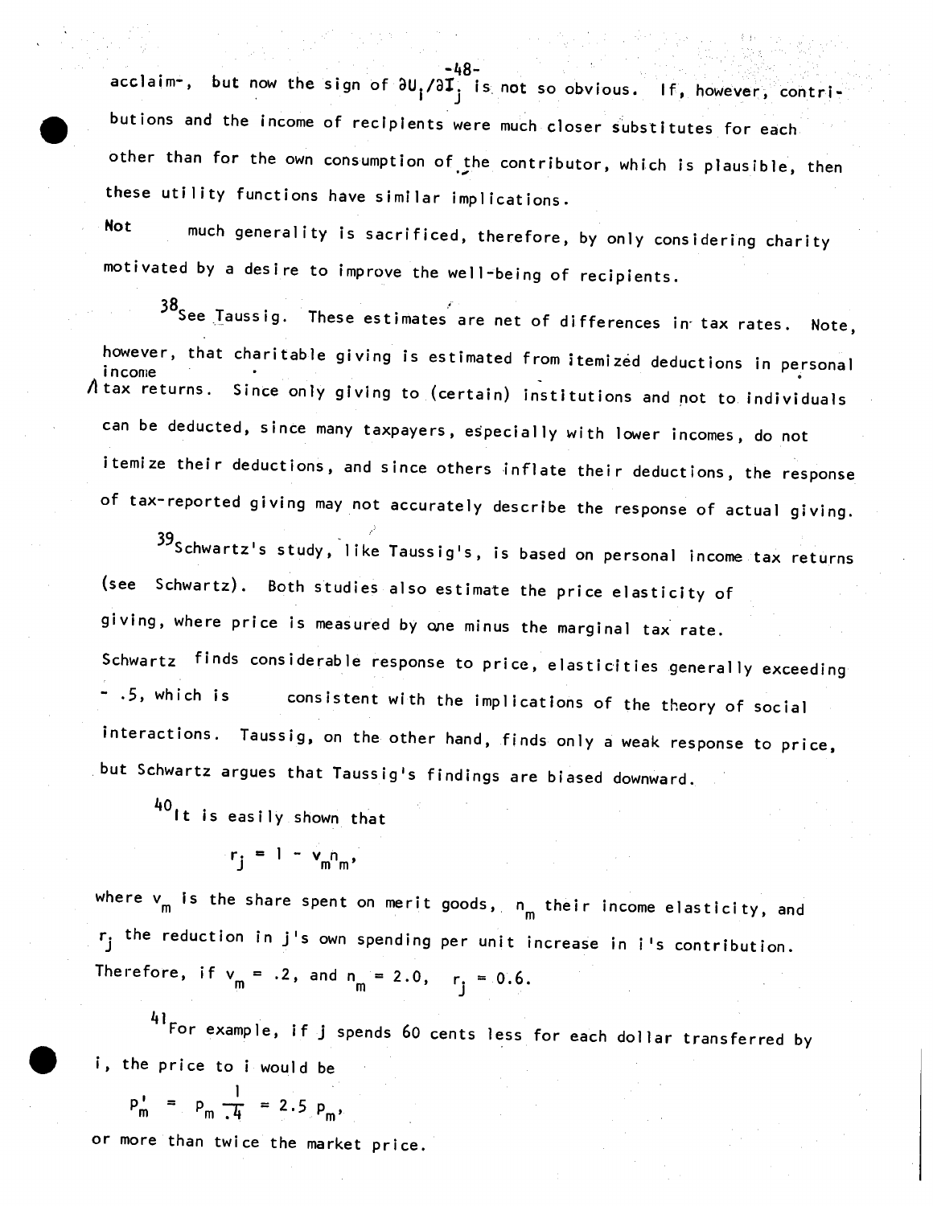acclaim-, but now the sign of $\partial U_i/\partial I_j$ is not so obvious. If, however, contributions and the income of recipients were much closer substitutes for each other than for the own consumption of the contributor, which is plausible, then these utility functions have similar implications.

Not much generality is sacrificed, therefore, by only considering charity motivated by a desire to improve the well-being of recipients.

[38]See Taussig. These estimates are net of differences in tax rates. Note, however, that charitable giving is estimated from itemized deductions in personal income tax returns. Since only giving to (certain) institutions and not to individuals can be deducted, since many taxpayers, especially with lower incomes, do not itemize their deductions, and since others inflate their deductions, the response of tax-reported giving may not accurately describe the response of actual giving.

[39]Schwartz's study, like Taussig's, is based on personal income tax returns (see Schwartz). Both studies also estimate the price elasticity of giving, where price is measured by one minus the marginal tax rate. Schwartz finds considerable response to price, elasticities generally exceeding - .5, which is consistent with the implications of the theory of social interactions. Taussig, on the other hand, finds only a weak response to price, but Schwartz argues that Taussig's findings are biased downward.

[40]It is easily shown that

$$r_j = 1 - v_m n_m,$$

where $v_m$ is the share spent on merit goods, $n_m$ their income elasticity, and $r_j$ the reduction in j's own spending per unit increase in i's contribution. Therefore, if $v_m = .2$, and $n_m = 2.0$, $r_j = 0.6$.

[41]For example, if j spends 60 cents less for each dollar transferred by i, the price to i would be

$$p'_m = p_m \frac{1}{.4} = 2.5\ p_m,$$

or more than twice the market price.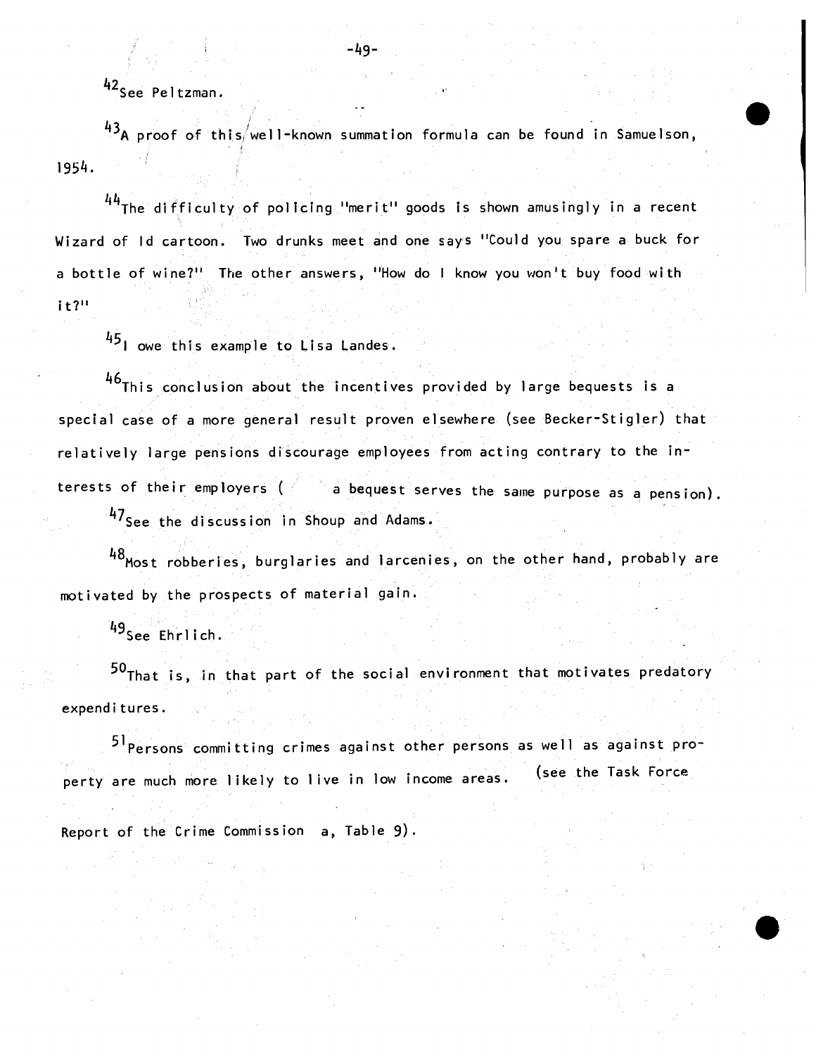[42]See Peltzman.

[43]A proof of this well-known summation formula can be found in Samuelson, 1954.

[44]The difficulty of policing "merit" goods is shown amusingly in a recent Wizard of Id cartoon. Two drunks meet and one says "Could you spare a buck for a bottle of wine?" The other answers, "How do I know you won't buy food with it?"

[45]I owe this example to Lisa Landes.

[46]This conclusion about the incentives provided by large bequests is a special case of a more general result proven elsewhere (see Becker-Stigler) that relatively large pensions discourage employees from acting contrary to the interests of their employers ( a bequest serves the same purpose as a pension).

[47]See the discussion in Shoup and Adams.

[48]Most robberies, burglaries and larcenies, on the other hand, probably are motivated by the prospects of material gain.

[49]See Ehrlich.

[50]That is, in that part of the social environment that motivates predatory expenditures.

[51]Persons committing crimes against other persons as well as against property are much more likely to live in low income areas. (see the Task Force Report of the Crime Commission a, Table 9).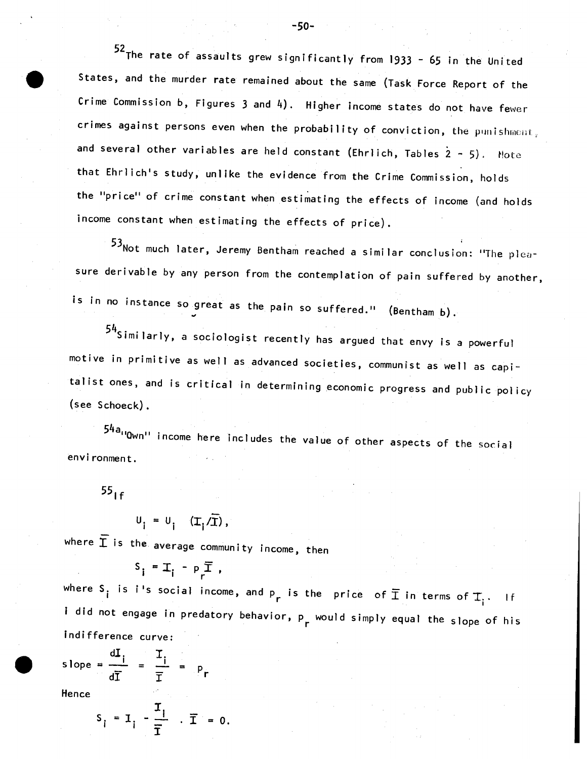[52]The rate of assaults grew significantly from 1933 - 65 in the United States, and the murder rate remained about the same (Task Force Report of the Crime Commission b, Figures 3 and 4). Higher income states do not have fewer crimes against persons even when the probability of conviction, the punishment, and several other variables are held constant (Ehrlich, Tables 2 - 5). Note that Ehrlich's study, unlike the evidence from the Crime Commission, holds the "price" of crime constant when estimating the effects of income (and holds income constant when estimating the effects of price).

[53]Not much later, Jeremy Bentham reached a similar conclusion: "The pleasure derivable by any person from the contemplation of pain suffered by another, is in no instance so great as the pain so suffered." (Bentham b).

[54]Similarly, a sociologist recently has argued that envy is a powerful motive in primitive as well as advanced societies, communist as well as capitalist ones, and is critical in determining economic progress and public policy (see Schoeck).

[54a]"Own" income here includes the value of other aspects of the social environment.

[55]If

$$U_i = U_i \quad (I_i/\bar{I}),$$

where $\bar{I}$ is the average community income, then

$$S_i = I_i - p_r \bar{I},$$

where $S_i$ is i's social income, and $p_r$ is the price of $\bar{I}$ in terms of $I_i$. If i did not engage in predatory behavior, $p_r$ would simply equal the slope of his indifference curve:

$$\text{slope} = \frac{dI_i}{d\bar{I}} = \frac{I_i}{\bar{I}} = p_r$$

Hence

$$S_i = I_i - \frac{I_i}{\bar{I}} \cdot \bar{I} = 0.$$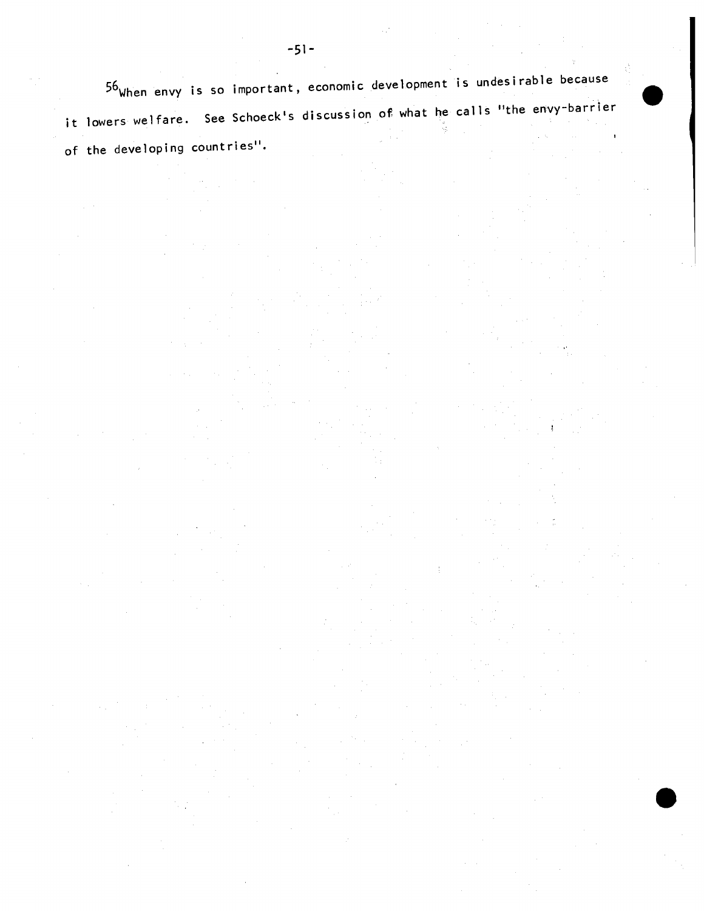[56] When envy is so important, economic development is undesirable because it lowers welfare. See Schoeck's discussion of what he calls "the envy-barrier of the developing countries".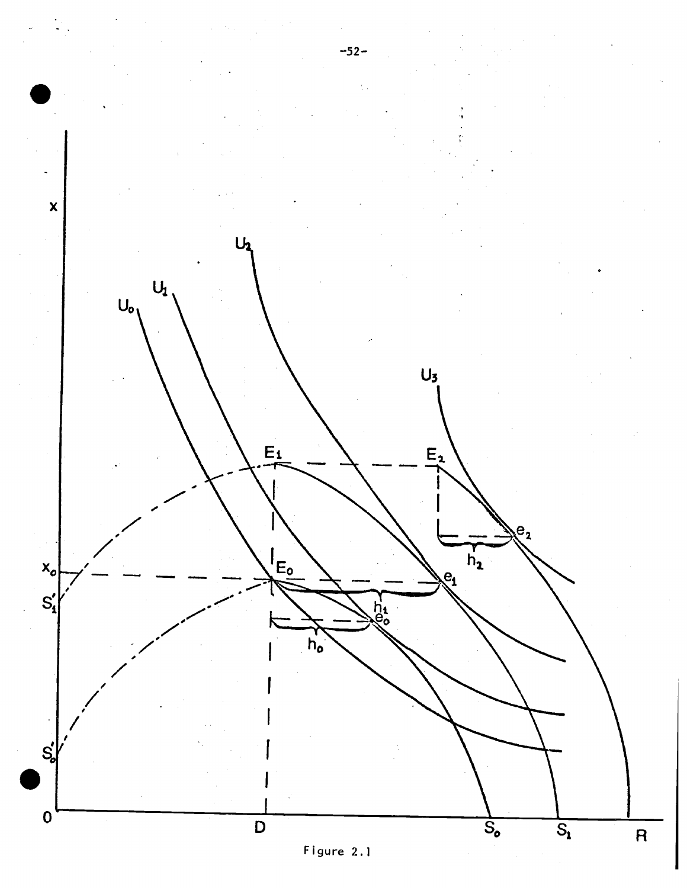Figure 2.1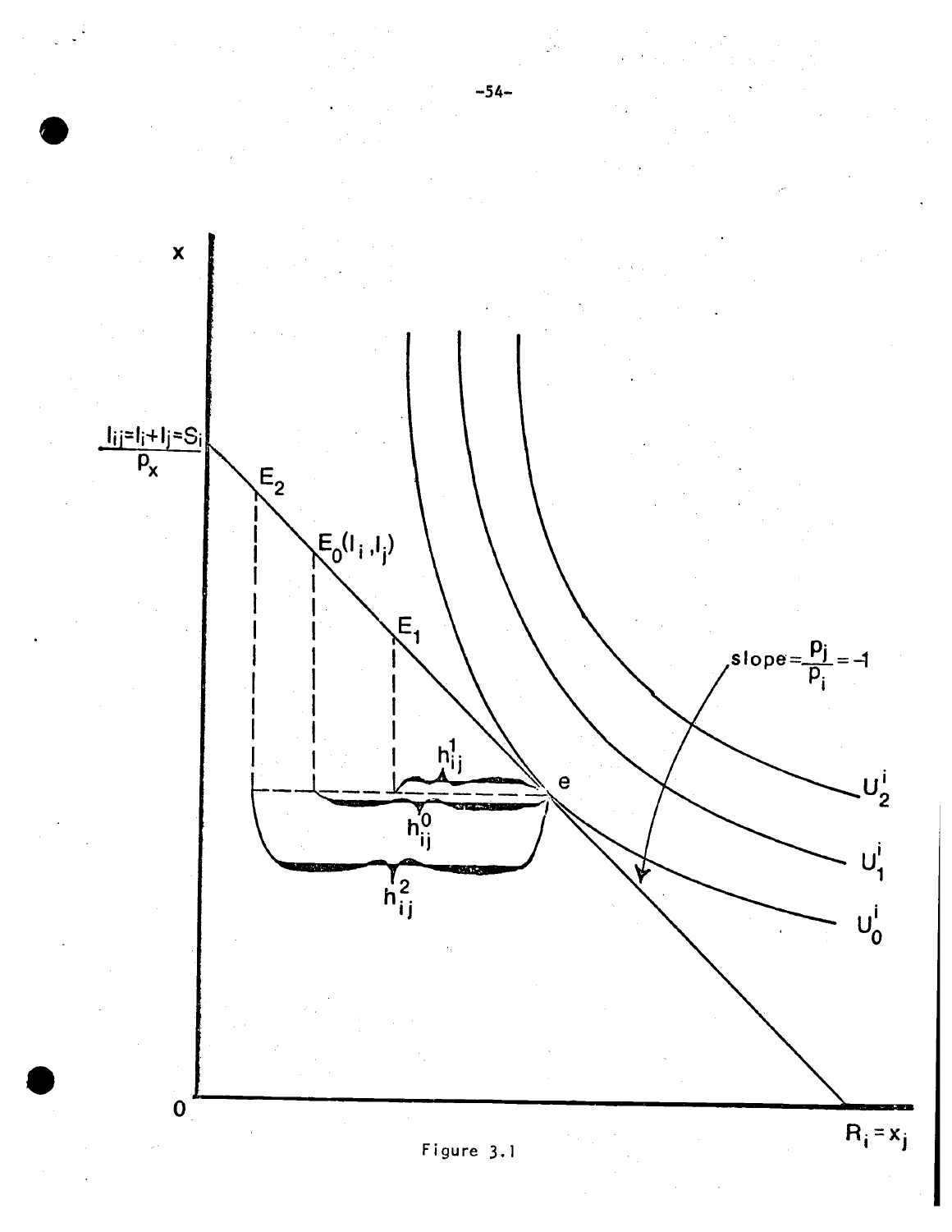x

$\frac{I_{ij}=I_i+I_j=S_i}{p_x}$

$E_2$

$E_0(I_i, I_j)$

$E_1$

$h^1_{ij}$

$h^0_{ij}$

$h^2_{ij}$

e

slope $= \frac{p_j}{p_i} = -1$

$U^i_2$

$U^i_1$

$U^i_0$

0

$R_i = x_j$

Figure 3.1